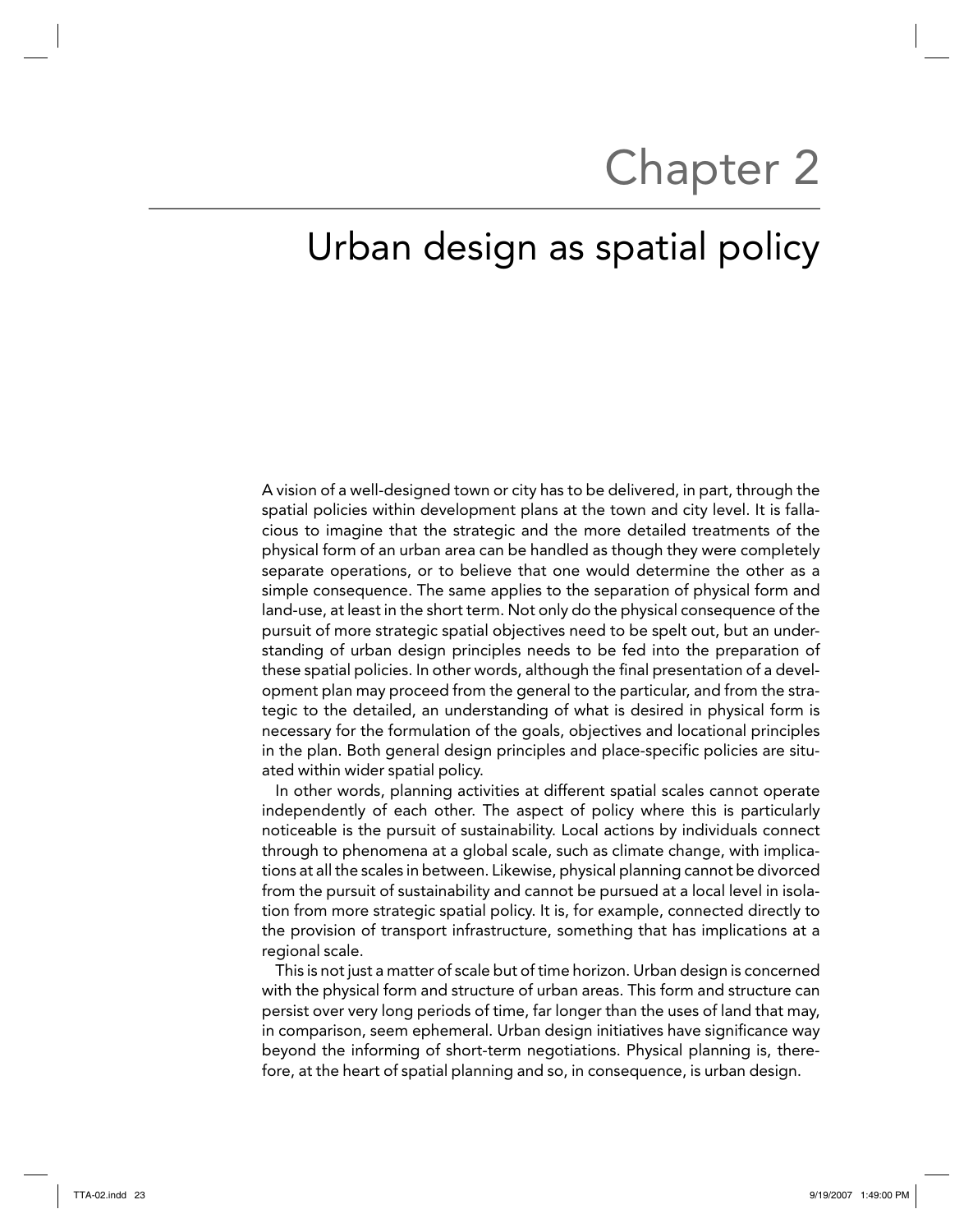# Chapter 2

# Urban design as spatial policy

A vision of a well-designed town or city has to be delivered, in part, through the spatial policies within development plans at the town and city level. It is fallacious to imagine that the strategic and the more detailed treatments of the physical form of an urban area can be handled as though they were completely separate operations, or to believe that one would determine the other as a simple consequence. The same applies to the separation of physical form and land-use, at least in the short term. Not only do the physical consequence of the pursuit of more strategic spatial objectives need to be spelt out, but an understanding of urban design principles needs to be fed into the preparation of these spatial policies. In other words, although the final presentation of a development plan may proceed from the general to the particular, and from the strategic to the detailed, an understanding of what is desired in physical form is necessary for the formulation of the goals, objectives and locational principles in the plan. Both general design principles and place-specific policies are situated within wider spatial policy.

In other words, planning activities at different spatial scales cannot operate independently of each other. The aspect of policy where this is particularly noticeable is the pursuit of sustainability. Local actions by individuals connect through to phenomena at a global scale, such as climate change, with implications at all the scales in between. Likewise, physical planning cannot be divorced from the pursuit of sustainability and cannot be pursued at a local level in isolation from more strategic spatial policy. It is, for example, connected directly to the provision of transport infrastructure, something that has implications at a regional scale.

This is not just a matter of scale but of time horizon. Urban design is concerned with the physical form and structure of urban areas. This form and structure can persist over very long periods of time, far longer than the uses of land that may, in comparison, seem ephemeral. Urban design initiatives have significance way beyond the informing of short-term negotiations. Physical planning is, therefore, at the heart of spatial planning and so, in consequence, is urban design.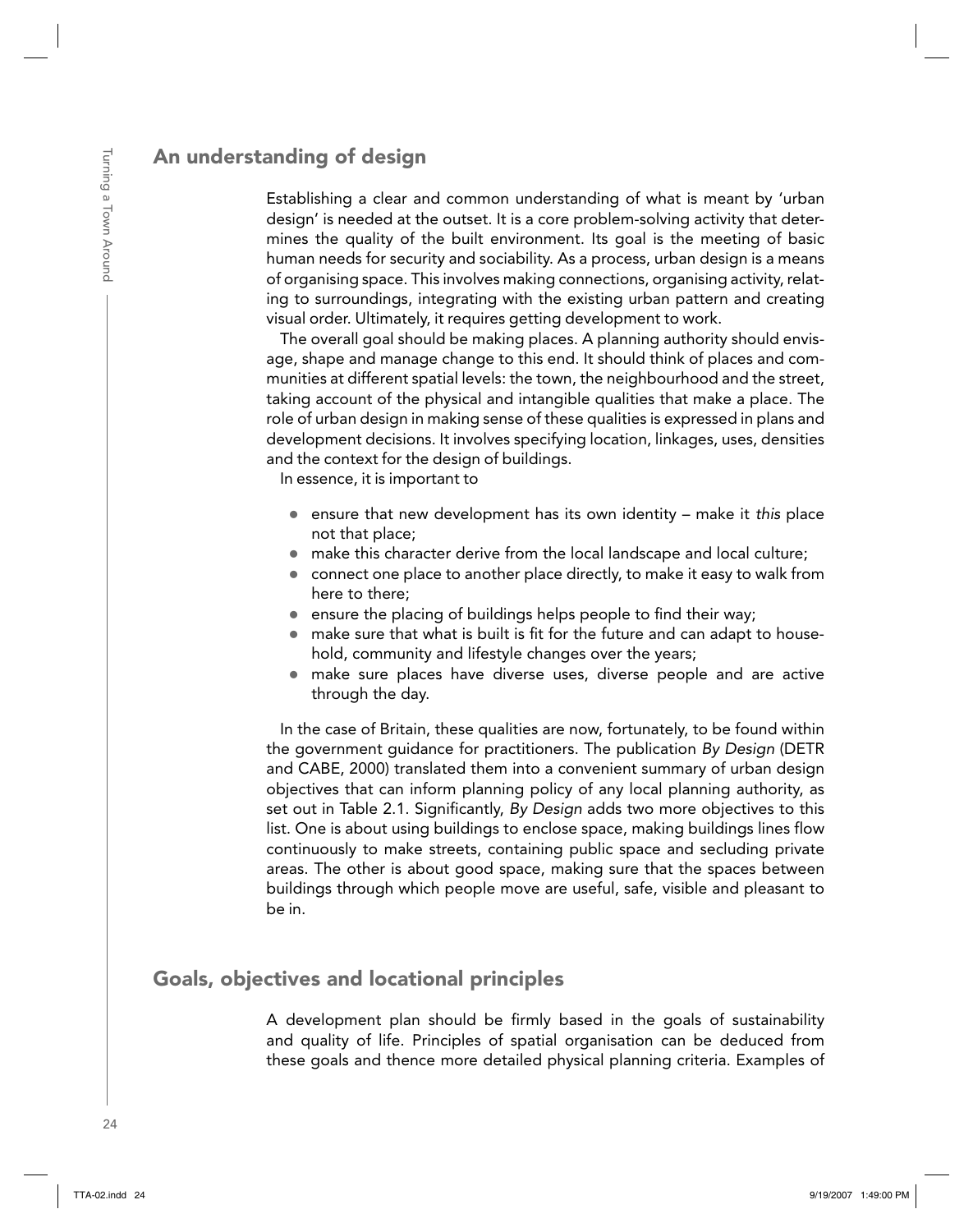## An understanding of design

Establishing a clear and common understanding of what is meant by 'urban design' is needed at the outset. It is a core problem-solving activity that determines the quality of the built environment. Its goal is the meeting of basic human needs for security and sociability. As a process, urban design is a means of organising space. This involves making connections, organising activity, relating to surroundings, integrating with the existing urban pattern and creating visual order. Ultimately, it requires getting development to work.

The overall goal should be making places. A planning authority should envisage, shape and manage change to this end. It should think of places and communities at different spatial levels: the town, the neighbourhood and the street, taking account of the physical and intangible qualities that make a place. The role of urban design in making sense of these qualities is expressed in plans and development decisions. It involves specifying location, linkages, uses, densities and the context for the design of buildings.

In essence, it is important to

- ensure that new development has its own identity – make it *this* place not that place;
- make this character derive from the local landscape and local culture;
- connect one place to another place directly, to make it easy to walk from here to there;
- ensure the placing of buildings helps people to find their way;
- make sure that what is built is fit for the future and can adapt to household, community and lifestyle changes over the years;
- make sure places have diverse uses, diverse people and are active through the day.

In the case of Britain, these qualities are now, fortunately, to be found within the government guidance for practitioners. The publication *By Design* (DETR and CABE, 2000) translated them into a convenient summary of urban design objectives that can inform planning policy of any local planning authority, as set out in Table 2.1. Significantly, *By Design* adds two more objectives to this list. One is about using buildings to enclose space, making buildings lines flow continuously to make streets, containing public space and secluding private areas. The other is about good space, making sure that the spaces between buildings through which people move are useful, safe, visible and pleasant to be in.

## Goals, objectives and locational principles

A development plan should be firmly based in the goals of sustainability and quality of life. Principles of spatial organisation can be deduced from these goals and thence more detailed physical planning criteria. Examples of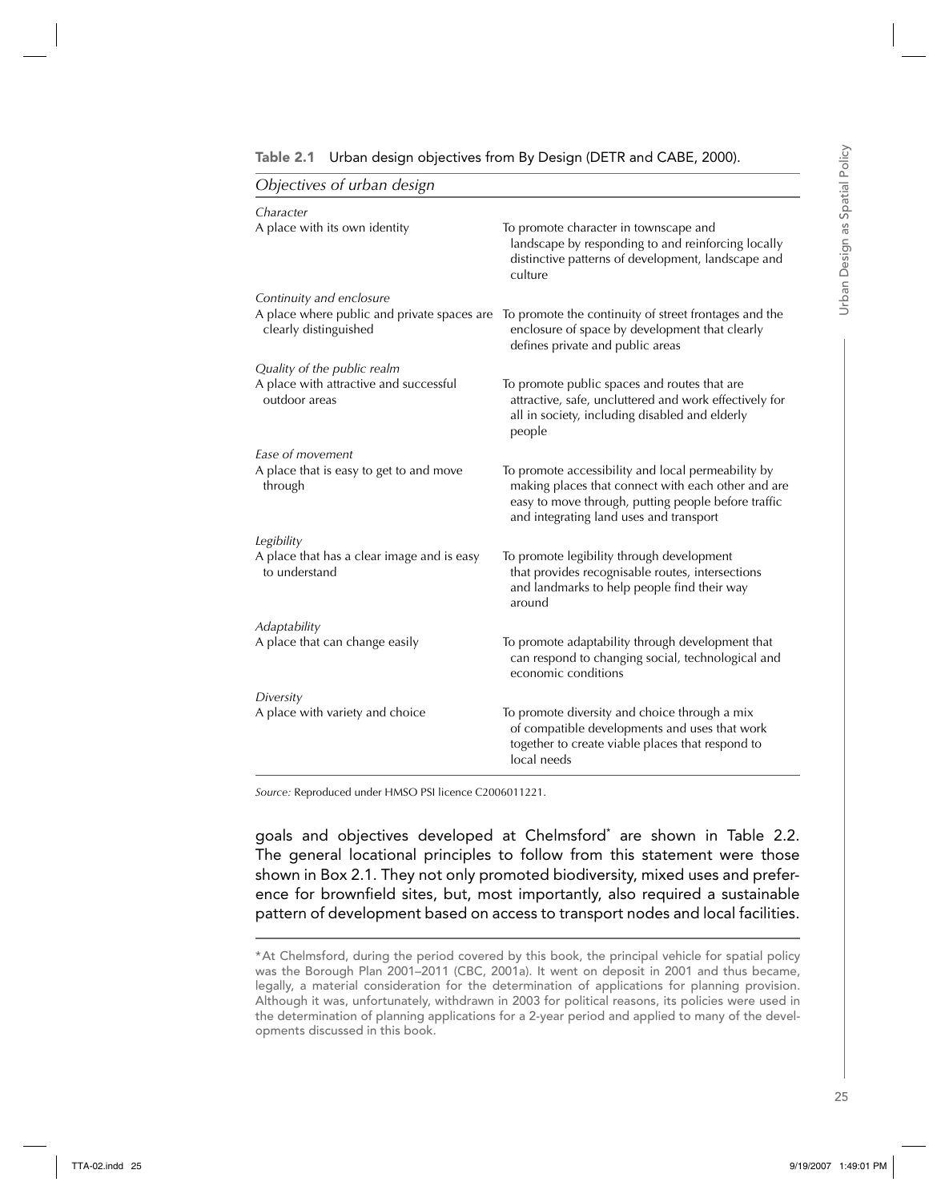**Table 2.1** Urban design objectives from By Design (DETR and CABE, 2000).

| *Objectives of urban design* | |
|---|---|
| *Character*<br>A place with its own identity | To promote character in townscape and landscape by responding to and reinforcing locally distinctive patterns of development, landscape and culture |
| *Continuity and enclosure*<br>A place where public and private spaces are clearly distinguished | To promote the continuity of street frontages and the enclosure of space by development that clearly defines private and public areas |
| *Quality of the public realm*<br>A place with attractive and successful outdoor areas | To promote public spaces and routes that are attractive, safe, uncluttered and work effectively for all in society, including disabled and elderly people |
| *Ease of movement*<br>A place that is easy to get to and move through | To promote accessibility and local permeability by making places that connect with each other and are easy to move through, putting people before traffic and integrating land uses and transport |
| *Legibility*<br>A place that has a clear image and is easy to understand | To promote legibility through development that provides recognisable routes, intersections and landmarks to help people find their way around |
| *Adaptability*<br>A place that can change easily | To promote adaptability through development that can respond to changing social, technological and economic conditions |
| *Diversity*<br>A place with variety and choice | To promote diversity and choice through a mix of compatible developments and uses that work together to create viable places that respond to local needs |

*Source:* Reproduced under HMSO PSI licence C2006011221.

goals and objectives developed at Chelmsford* are shown in Table 2.2. The general locational principles to follow from this statement were those shown in Box 2.1. They not only promoted biodiversity, mixed uses and preference for brownfield sites, but, most importantly, also required a sustainable pattern of development based on access to transport nodes and local facilities.

---

*At Chelmsford, during the period covered by this book, the principal vehicle for spatial policy was the Borough Plan 2001–2011 (CBC, 2001a). It went on deposit in 2001 and thus became, legally, a material consideration for the determination of applications for planning provision. Although it was, unfortunately, withdrawn in 2003 for political reasons, its policies were used in the determination of planning applications for a 2-year period and applied to many of the developments discussed in this book.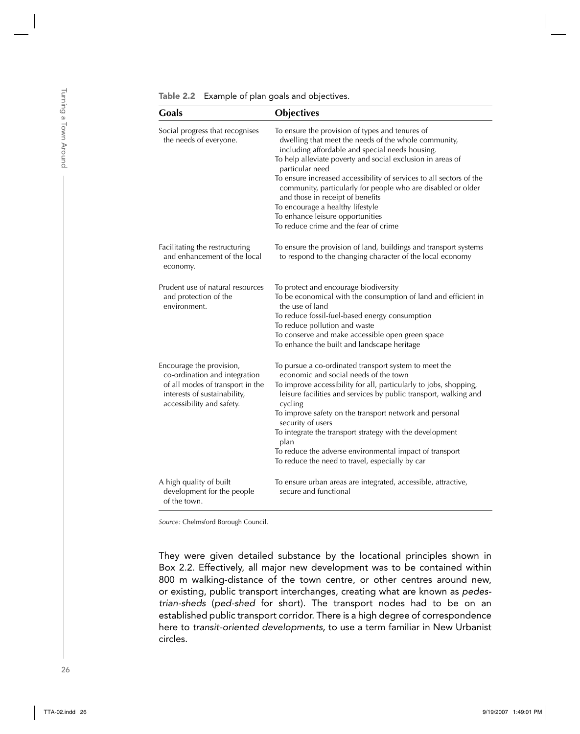**Table 2.2** Example of plan goals and objectives.

| Goals | Objectives |
|---|---|
| Social progress that recognises the needs of everyone. | To ensure the provision of types and tenures of dwelling that meet the needs of the whole community, including affordable and special needs housing.<br>To help alleviate poverty and social exclusion in areas of particular need<br>To ensure increased accessibility of services to all sectors of the community, particularly for people who are disabled or older and those in receipt of benefits<br>To encourage a healthy lifestyle<br>To enhance leisure opportunities<br>To reduce crime and the fear of crime |
| Facilitating the restructuring and enhancement of the local economy. | To ensure the provision of land, buildings and transport systems to respond to the changing character of the local economy |
| Prudent use of natural resources and protection of the environment. | To protect and encourage biodiversity<br>To be economical with the consumption of land and efficient in the use of land<br>To reduce fossil-fuel-based energy consumption<br>To reduce pollution and waste<br>To conserve and make accessible open green space<br>To enhance the built and landscape heritage |
| Encourage the provision, co-ordination and integration of all modes of transport in the interests of sustainability, accessibility and safety. | To pursue a co-ordinated transport system to meet the economic and social needs of the town<br>To improve accessibility for all, particularly to jobs, shopping, leisure facilities and services by public transport, walking and cycling<br>To improve safety on the transport network and personal security of users<br>To integrate the transport strategy with the development plan<br>To reduce the adverse environmental impact of transport<br>To reduce the need to travel, especially by car |
| A high quality of built development for the people of the town. | To ensure urban areas are integrated, accessible, attractive, secure and functional |

*Source:* Chelmsford Borough Council.

They were given detailed substance by the locational principles shown in Box 2.2. Effectively, all major new development was to be contained within 800 m walking-distance of the town centre, or other centres around new, or existing, public transport interchanges, creating what are known as *pedestrian-sheds* (*ped-shed* for short). The transport nodes had to be on an established public transport corridor. There is a high degree of correspondence here to *transit-oriented developments*, to use a term familiar in New Urbanist circles.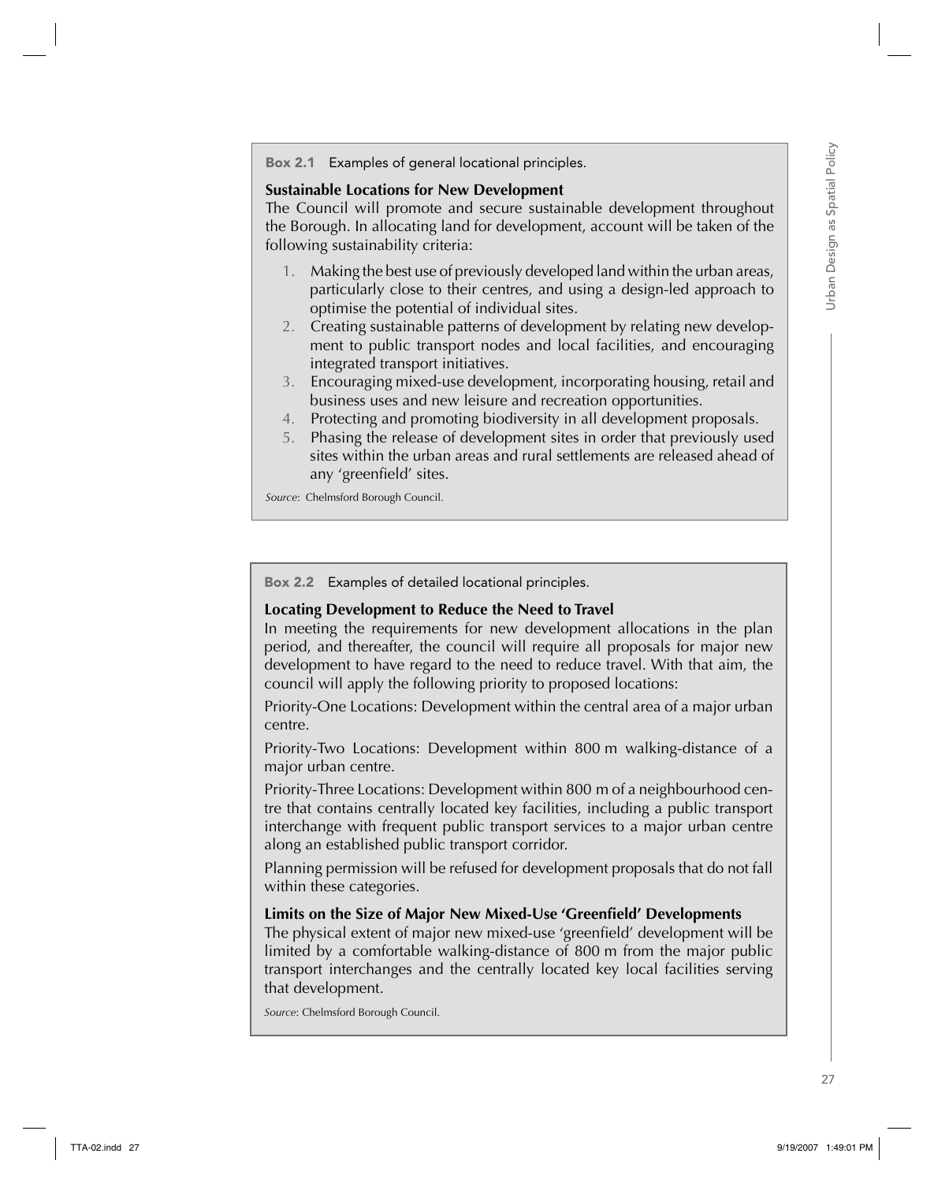**Box 2.1** Examples of general locational principles.

**Sustainable Locations for New Development**

The Council will promote and secure sustainable development throughout the Borough. In allocating land for development, account will be taken of the following sustainability criteria:

1. Making the best use of previously developed land within the urban areas, particularly close to their centres, and using a design-led approach to optimise the potential of individual sites.
2. Creating sustainable patterns of development by relating new development to public transport nodes and local facilities, and encouraging integrated transport initiatives.
3. Encouraging mixed-use development, incorporating housing, retail and business uses and new leisure and recreation opportunities.
4. Protecting and promoting biodiversity in all development proposals.
5. Phasing the release of development sites in order that previously used sites within the urban areas and rural settlements are released ahead of any 'greenfield' sites.

*Source*: Chelmsford Borough Council.

**Box 2.2** Examples of detailed locational principles.

**Locating Development to Reduce the Need to Travel**

In meeting the requirements for new development allocations in the plan period, and thereafter, the council will require all proposals for major new development to have regard to the need to reduce travel. With that aim, the council will apply the following priority to proposed locations:

Priority-One Locations: Development within the central area of a major urban centre.

Priority-Two Locations: Development within 800 m walking-distance of a major urban centre.

Priority-Three Locations: Development within 800 m of a neighbourhood centre that contains centrally located key facilities, including a public transport interchange with frequent public transport services to a major urban centre along an established public transport corridor.

Planning permission will be refused for development proposals that do not fall within these categories.

**Limits on the Size of Major New Mixed-Use 'Greenfield' Developments**

The physical extent of major new mixed-use 'greenfield' development will be limited by a comfortable walking-distance of 800 m from the major public transport interchanges and the centrally located key local facilities serving that development.

*Source*: Chelmsford Borough Council.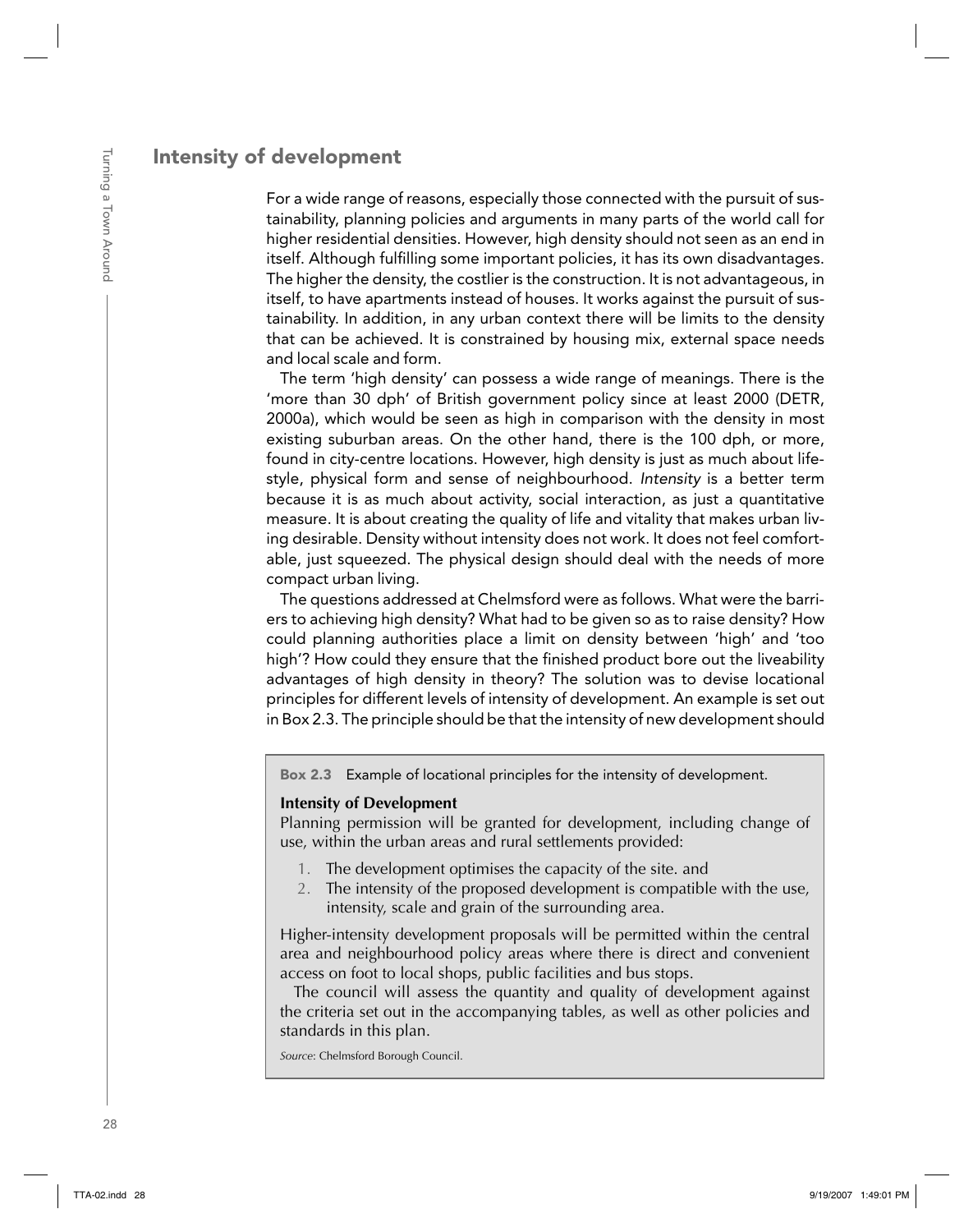## Intensity of development

For a wide range of reasons, especially those connected with the pursuit of sustainability, planning policies and arguments in many parts of the world call for higher residential densities. However, high density should not seen as an end in itself. Although fulfilling some important policies, it has its own disadvantages. The higher the density, the costlier is the construction. It is not advantageous, in itself, to have apartments instead of houses. It works against the pursuit of sustainability. In addition, in any urban context there will be limits to the density that can be achieved. It is constrained by housing mix, external space needs and local scale and form.

The term 'high density' can possess a wide range of meanings. There is the 'more than 30 dph' of British government policy since at least 2000 (DETR, 2000a), which would be seen as high in comparison with the density in most existing suburban areas. On the other hand, there is the 100 dph, or more, found in city-centre locations. However, high density is just as much about lifestyle, physical form and sense of neighbourhood. *Intensity* is a better term because it is as much about activity, social interaction, as just a quantitative measure. It is about creating the quality of life and vitality that makes urban living desirable. Density without intensity does not work. It does not feel comfortable, just squeezed. The physical design should deal with the needs of more compact urban living.

The questions addressed at Chelmsford were as follows. What were the barriers to achieving high density? What had to be given so as to raise density? How could planning authorities place a limit on density between 'high' and 'too high'? How could they ensure that the finished product bore out the liveability advantages of high density in theory? The solution was to devise locational principles for different levels of intensity of development. An example is set out in Box 2.3. The principle should be that the intensity of new development should

> **Box 2.3** Example of locational principles for the intensity of development.
>
> **Intensity of Development**
>
> Planning permission will be granted for development, including change of use, within the urban areas and rural settlements provided:
>
> 1. The development optimises the capacity of the site. and
> 2. The intensity of the proposed development is compatible with the use, intensity, scale and grain of the surrounding area.
>
> Higher-intensity development proposals will be permitted within the central area and neighbourhood policy areas where there is direct and convenient access on foot to local shops, public facilities and bus stops.
>
> The council will assess the quantity and quality of development against the criteria set out in the accompanying tables, as well as other policies and standards in this plan.
>
> *Source*: Chelmsford Borough Council.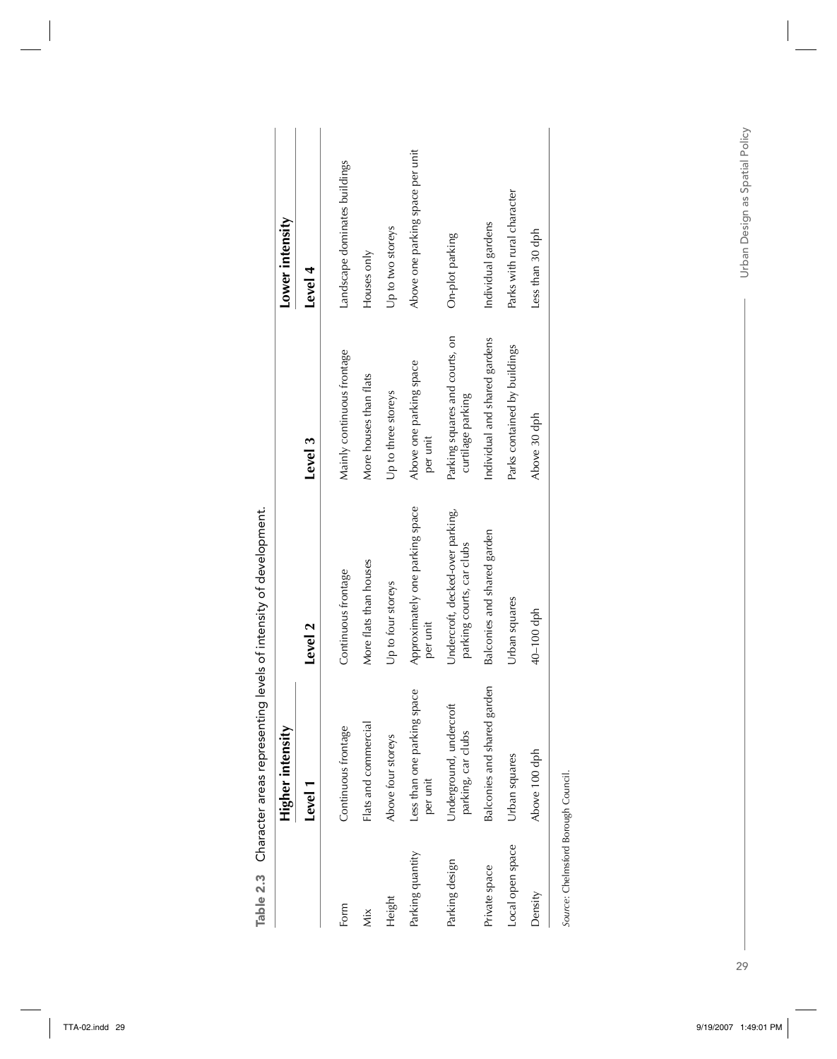**Table 2.3** Character areas representing levels of intensity of development.

| | Higher intensity | | | Lower intensity |
|---|---|---|---|---|
| | Level 1 | Level 2 | Level 3 | Level 4 |
| Form | Continuous frontage | Continuous frontage | Mainly continuous frontage | Landscape dominates buildings |
| Mix | Flats and commercial | More flats than houses | More houses than flats | Houses only |
| Height | Above four storeys | Up to four storeys | Up to three storeys | Up to two storeys |
| Parking quantity | Less than one parking space per unit | Approximately one parking space per unit | Above one parking space per unit | Above one parking space per unit |
| Parking design | Underground, undercroft parking, car clubs | Undercroft, decked-over parking, parking courts, car clubs | Parking squares and courts, on curtilage parking | On-plot parking |
| Private space | Balconies and shared garden | Balconies and shared garden | Individual and shared gardens | Individual gardens |
| Local open space | Urban squares | Urban squares | Parks contained by buildings | Parks with rural character |
| Density | Above 100 dph | 40–100 dph | Above 30 dph | Less than 30 dph |

*Source*: Chelmsford Borough Council.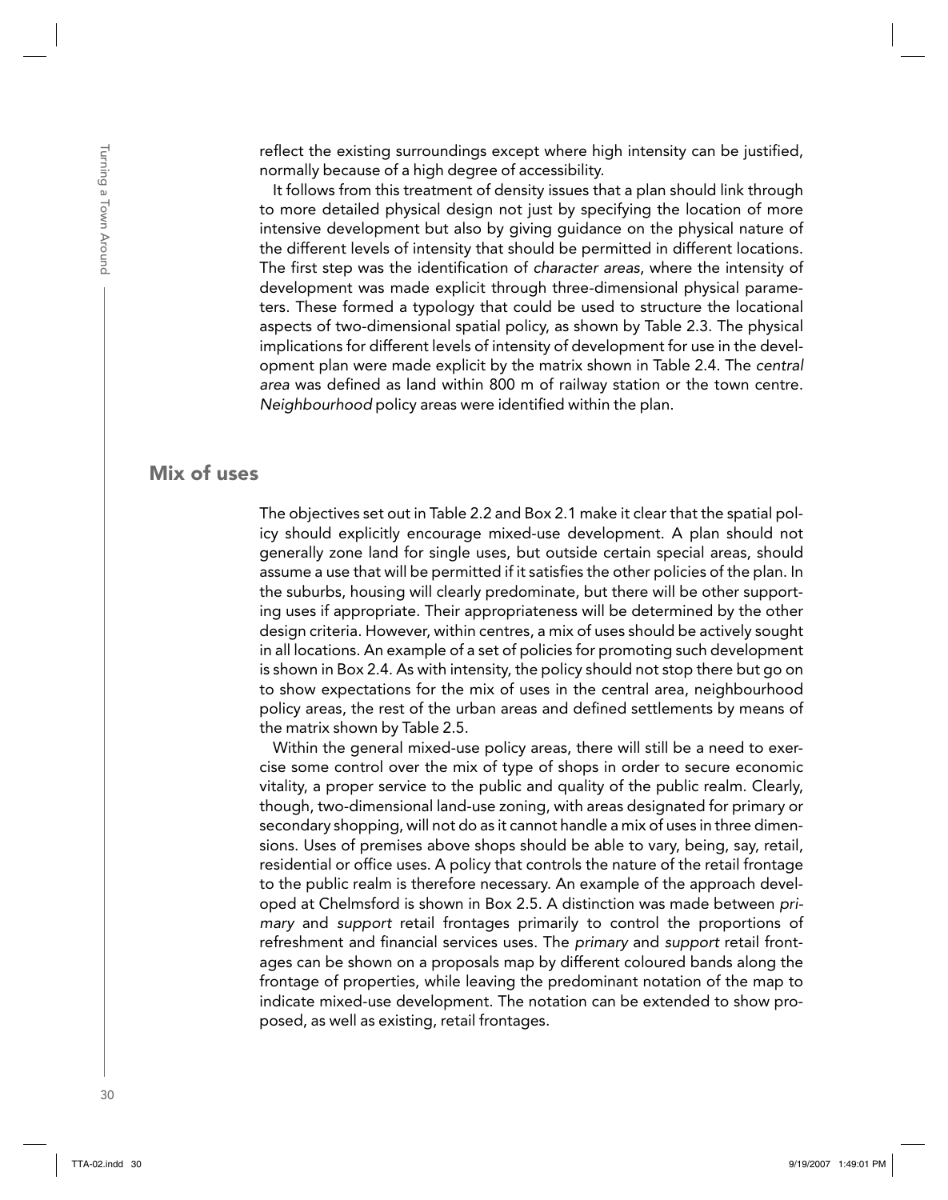reflect the existing surroundings except where high intensity can be justified, normally because of a high degree of accessibility.

It follows from this treatment of density issues that a plan should link through to more detailed physical design not just by specifying the location of more intensive development but also by giving guidance on the physical nature of the different levels of intensity that should be permitted in different locations. The first step was the identification of *character areas*, where the intensity of development was made explicit through three-dimensional physical parameters. These formed a typology that could be used to structure the locational aspects of two-dimensional spatial policy, as shown by Table 2.3. The physical implications for different levels of intensity of development for use in the development plan were made explicit by the matrix shown in Table 2.4. The *central area* was defined as land within 800 m of railway station or the town centre. *Neighbourhood* policy areas were identified within the plan.

## Mix of uses

The objectives set out in Table 2.2 and Box 2.1 make it clear that the spatial policy should explicitly encourage mixed-use development. A plan should not generally zone land for single uses, but outside certain special areas, should assume a use that will be permitted if it satisfies the other policies of the plan. In the suburbs, housing will clearly predominate, but there will be other supporting uses if appropriate. Their appropriateness will be determined by the other design criteria. However, within centres, a mix of uses should be actively sought in all locations. An example of a set of policies for promoting such development is shown in Box 2.4. As with intensity, the policy should not stop there but go on to show expectations for the mix of uses in the central area, neighbourhood policy areas, the rest of the urban areas and defined settlements by means of the matrix shown by Table 2.5.

Within the general mixed-use policy areas, there will still be a need to exercise some control over the mix of type of shops in order to secure economic vitality, a proper service to the public and quality of the public realm. Clearly, though, two-dimensional land-use zoning, with areas designated for primary or secondary shopping, will not do as it cannot handle a mix of uses in three dimensions. Uses of premises above shops should be able to vary, being, say, retail, residential or office uses. A policy that controls the nature of the retail frontage to the public realm is therefore necessary. An example of the approach developed at Chelmsford is shown in Box 2.5. A distinction was made between *primary* and *support* retail frontages primarily to control the proportions of refreshment and financial services uses. The *primary* and *support* retail frontages can be shown on a proposals map by different coloured bands along the frontage of properties, while leaving the predominant notation of the map to indicate mixed-use development. The notation can be extended to show proposed, as well as existing, retail frontages.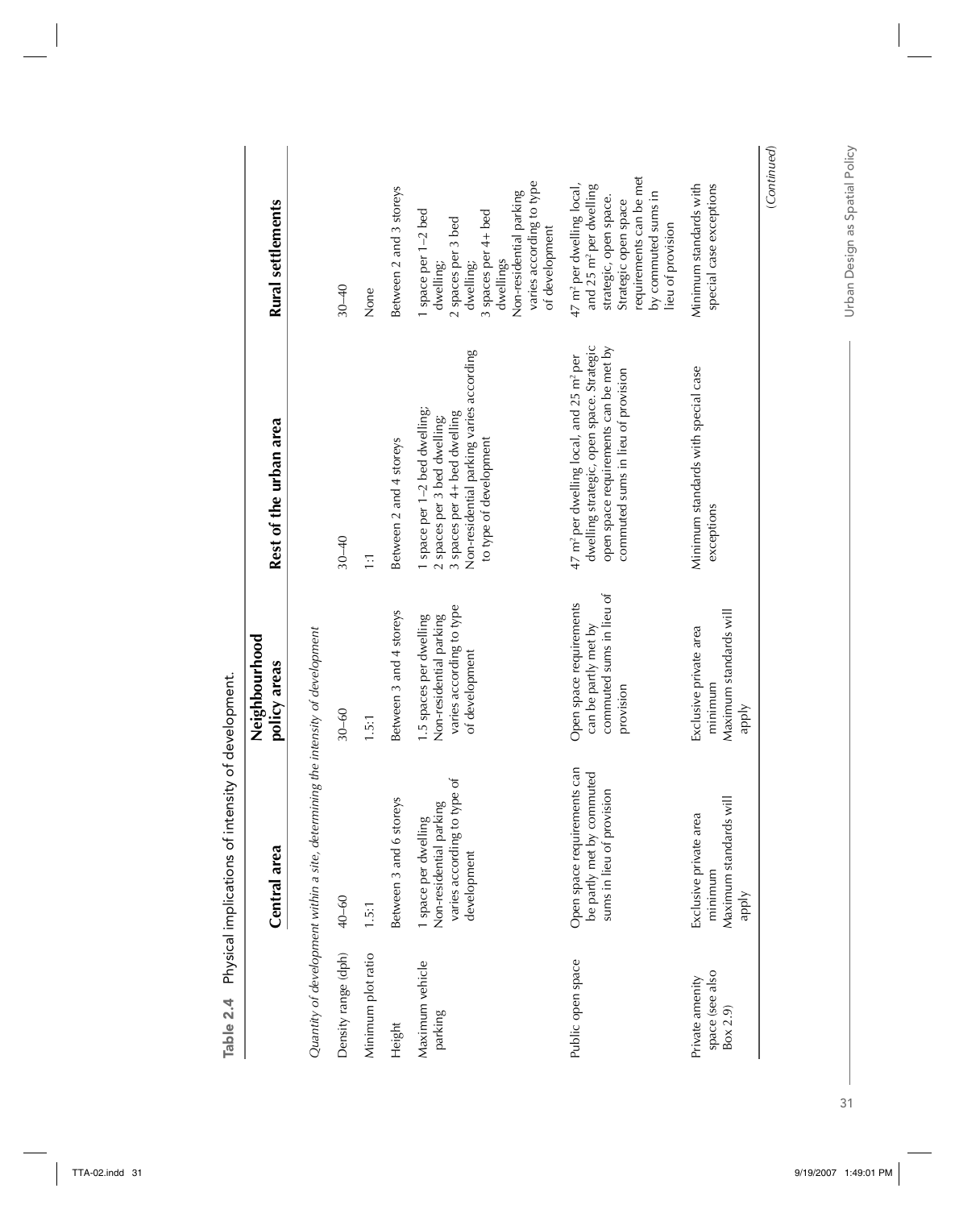**Table 2.4** Physical implications of intensity of development.

| | Central area | Neighbourhood policy areas | Rest of the urban area | Rural setllements |
|---|---|---|---|---|
| *Quantity of development within a site, determining the intensity of development* | | | | |
| Density range (dph) | 40–60 | 30–60 | 30–40 | 30–40 |
| Minimum plot ratio | 1.5:1 | 1.5:1 | 1:1 | None |
| Height | Between 3 and 6 storeys | Between 3 and 4 storeys | Between 2 and 4 storeys | Between 2 and 3 storeys |
| Maximum vehicle parking | 1 space per dwelling Non-residential parking varies according to type of development | 1.5 spaces per dwelling Non-residential parking varies according to type of development | 1 space per 1–2 bed dwelling; 2 spaces per 3 bed dwelling; 3 spaces per 4+ bed dwelling Non-residential parking varies according to type of development | 1 space per 1–2 bed dwelling; 2 spaces per 3 bed dwelling; 3 spaces per 4+ bed dwellings Non-residential parking varies according to type of development |
| Public open space | Open space requirements can be partly met by commuted sums in lieu of provision | Open space requirements can be partly met by commuted sums in lieu of provision | 47 m² per dwelling local, and 25 m² per dwelling strategic, open space. Strategic open space requirements can be met by commuted sums in lieu of provision | 47 m² per dwelling local, and 25 m² per dwelling strategic, open space. Strategic open space requirements can be met by commuted sums in lieu of provision |
| Private amenity space (see also Box 2.9) | Exclusive private area minimum Maximum standards will apply | Exclusive private area minimum Maximum standards will apply | Minimum standards with special case exceptions | Minimum standards with special case exceptions |

(*Continued*)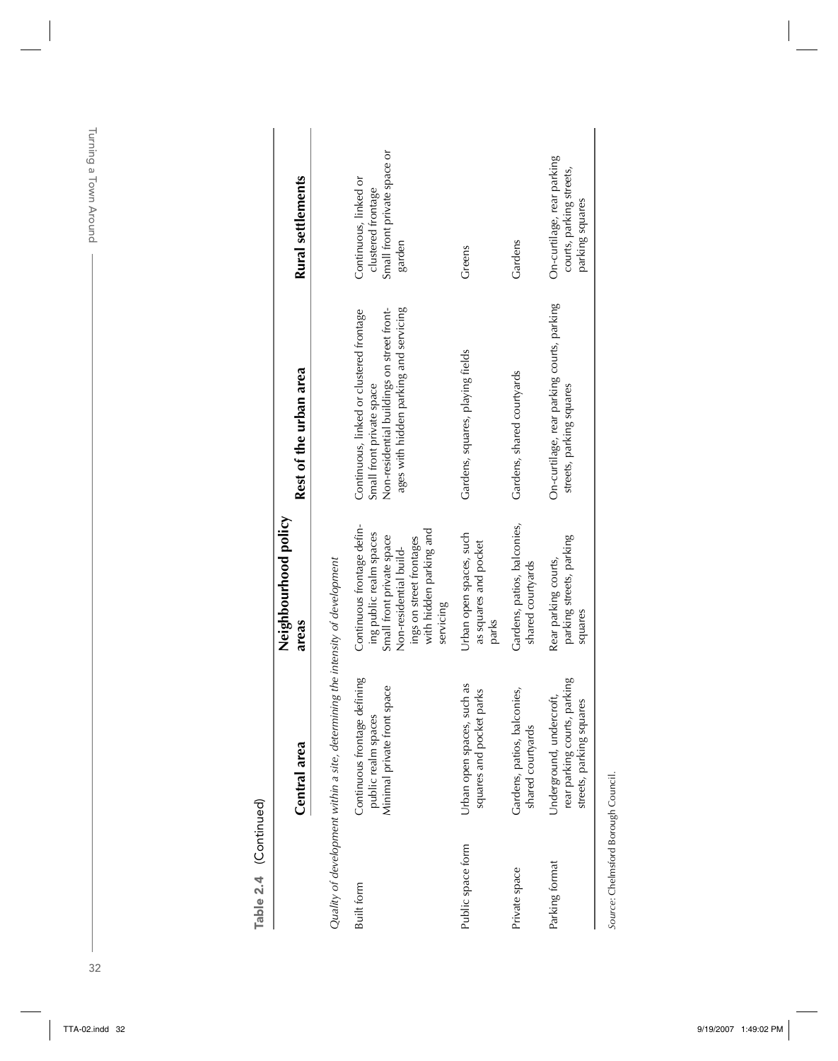**Table 2.4** (Continued)

| | Central area | Neighbourhood policy areas | Rest of the urban area | Rural settlements |
|---|---|---|---|---|
| *Quality of development within a site, determining the intensity of development* | | | | |
| Built form | Continuous frontage defining public realm spaces<br>Minimal private front space | Continuous frontage defining public realm spaces<br>Small front private space<br>Non-residential buildings on street frontages with hidden parking and servicing | Continuous, linked or clustered frontage<br>Small front private space<br>Non-residential buildings on street frontages with hidden parking and servicing | Continuous, linked or clustered frontage<br>Small front private space or garden |
| Public space form | Urban open spaces, such as squares and pocket parks | Urban open spaces, such as squares and pocket parks | Gardens, squares, playing fields | Greens |
| Private space | Gardens, patios, balconies, shared courtyards | Gardens, patios, balconies, shared courtyards | Gardens, shared courtyards | Gardens |
| Parking format | Underground, undercroft, rear parking courts, parking streets, parking squares | Rear parking courts, parking streets, parking squares | On-curtilage, rear parking courts, parking streets, parking squares | On-curtilage, rear parking courts, parking streets, parking squares |

*Source*: Chelmsford Borough Council.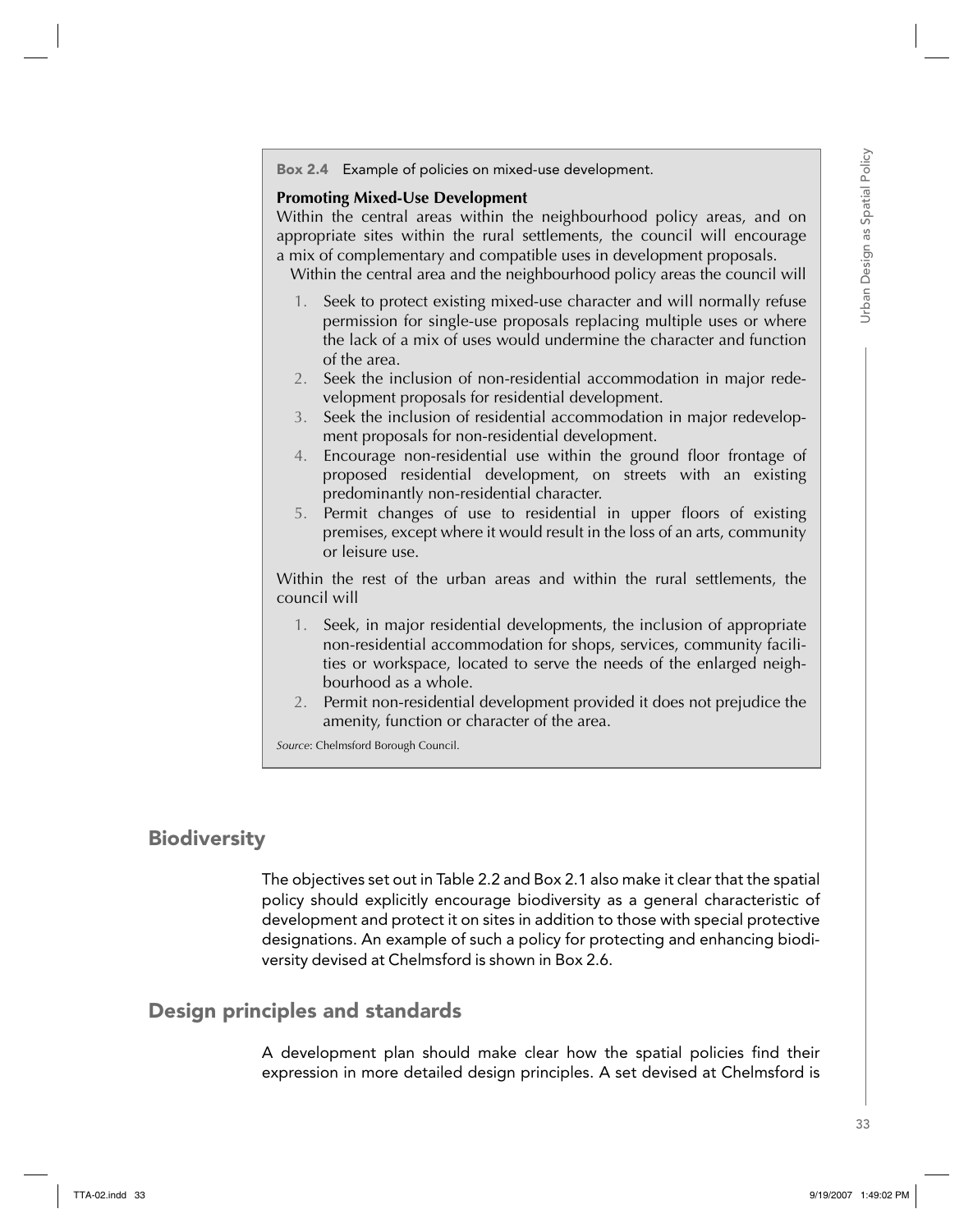**Box 2.4** Example of policies on mixed-use development.

**Promoting Mixed-Use Development**

Within the central areas within the neighbourhood policy areas, and on appropriate sites within the rural settlements, the council will encourage a mix of complementary and compatible uses in development proposals.

Within the central area and the neighbourhood policy areas the council will

1. Seek to protect existing mixed-use character and will normally refuse permission for single-use proposals replacing multiple uses or where the lack of a mix of uses would undermine the character and function of the area.
2. Seek the inclusion of non-residential accommodation in major redevelopment proposals for residential development.
3. Seek the inclusion of residential accommodation in major redevelopment proposals for non-residential development.
4. Encourage non-residential use within the ground floor frontage of proposed residential development, on streets with an existing predominantly non-residential character.
5. Permit changes of use to residential in upper floors of existing premises, except where it would result in the loss of an arts, community or leisure use.

Within the rest of the urban areas and within the rural settlements, the council will

1. Seek, in major residential developments, the inclusion of appropriate non-residential accommodation for shops, services, community facilities or workspace, located to serve the needs of the enlarged neighbourhood as a whole.
2. Permit non-residential development provided it does not prejudice the amenity, function or character of the area.

*Source*: Chelmsford Borough Council.

## Biodiversity

The objectives set out in Table 2.2 and Box 2.1 also make it clear that the spatial policy should explicitly encourage biodiversity as a general characteristic of development and protect it on sites in addition to those with special protective designations. An example of such a policy for protecting and enhancing biodiversity devised at Chelmsford is shown in Box 2.6.

## Design principles and standards

A development plan should make clear how the spatial policies find their expression in more detailed design principles. A set devised at Chelmsford is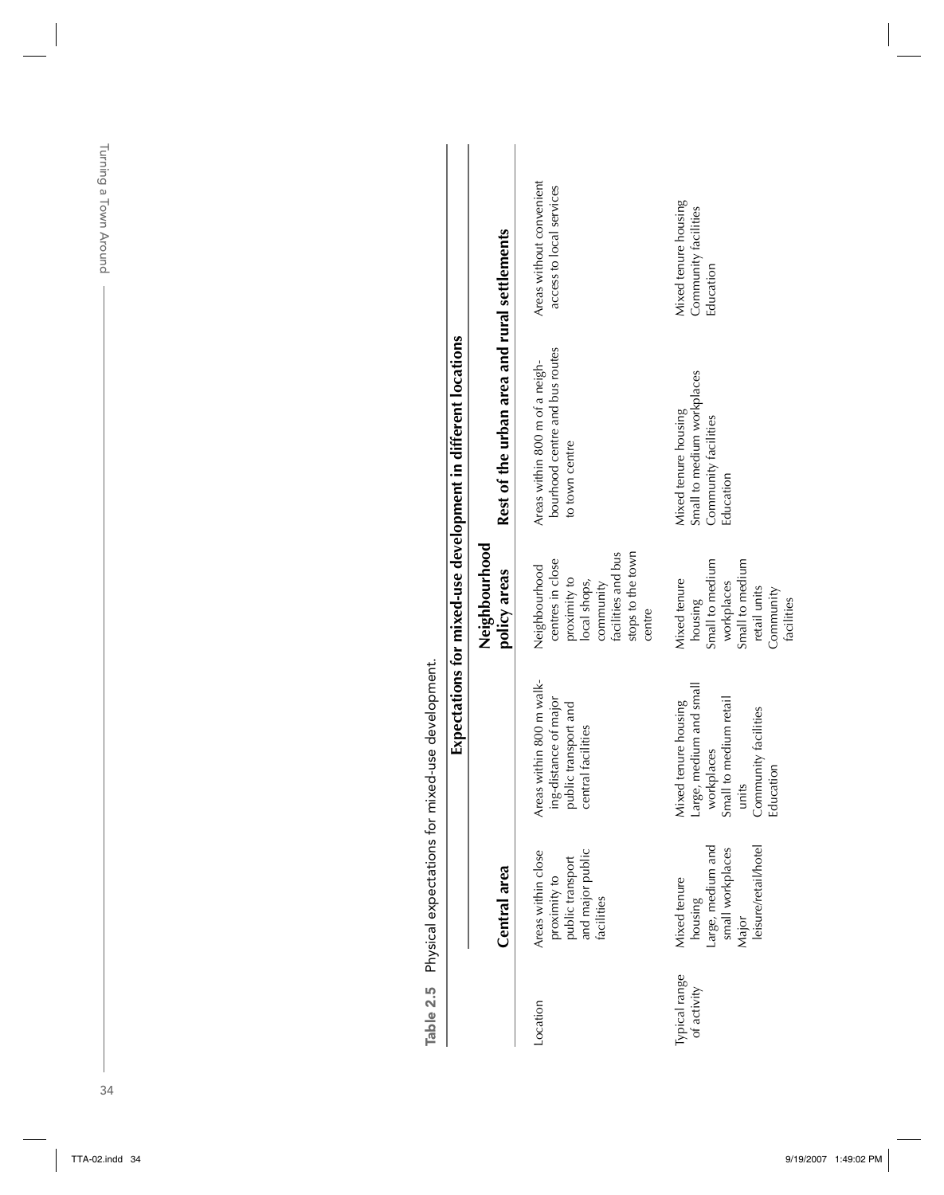**Table 2.5** Physical expectations for mixed-use development.

| | Expectations for mixed-use development in different locations | | | | |
|---|---|---|---|---|---|
| | **Central area** | | **Neighbourhood policy areas** | **Rest of the urban area and rural settlements** | |
| Location | Areas within close proximity to public transport and major public facilities | Areas within 800 m walking-distance of major public transport and central facilities | Neighbourhood centres in close proximity to local shops, community facilities and bus stops to the town centre | Areas within 800 m of a neighbourhood centre and bus routes to town centre | Areas without convenient access to local services |
| Typical range of activity | Mixed tenure housing<br>Large, medium and small workplaces<br>Major leisure/retail/hotel | Mixed tenure housing<br>Large, medium and small workplaces<br>Small to medium retail units<br>Community facilities<br>Education | Mixed tenure housing<br>Small to medium workplaces<br>Small to medium retail units<br>Community facilities | Mixed tenure housing<br>Small to medium workplaces<br>Community facilities<br>Education | Mixed tenure housing<br>Community facilities<br>Education |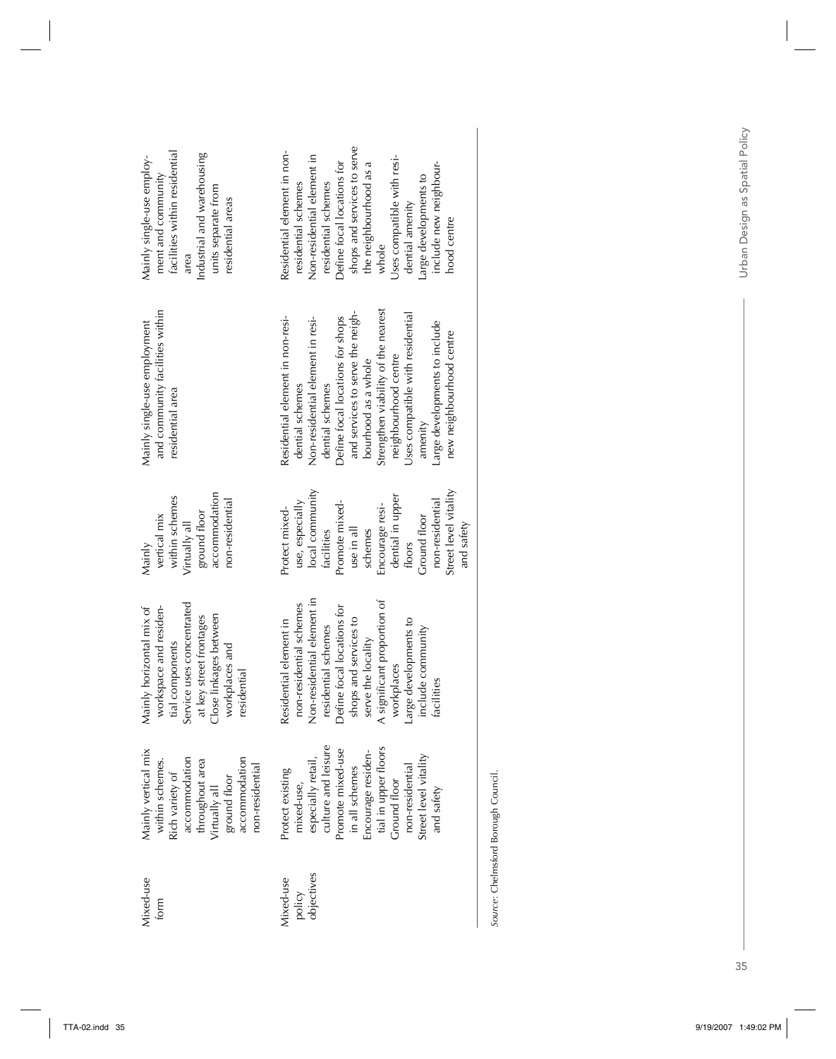| | | | | | |
|---|---|---|---|---|---|
| Mixed-use form | Mainly vertical mix within schemes. Rich variety of accommodation throughout area<br>Virtually all ground floor accommodation non-residential | Mainly horizontal mix of workspace and residential components<br>Service uses concentrated at key street frontages<br>Close linkages between workplaces and residential | Mainly vertical mix within schemes<br>Virtually all ground floor accommodation non-residential | Mainly single-use employment and community facilities within residential area | Mainly single-use employment and community facilities within residential area<br>Industrial and warehousing units separate from residential areas |
| Mixed-use policy objectives | Protect existing mixed-use, especially retail, culture and leisure<br>Promote mixed-use in all schemes<br>Encourage residential in upper floors<br>Ground floor non-residential<br>Street level vitality and safety | Residential element in non-residential schemes<br>Non-residential element in residential schemes<br>Define focal locations for shops and services to serve the locality<br>A significant proportion of workplaces<br>Large developments to include community facilities | Protect mixed-use, especially local community facilities<br>Promote mixed-use in all schemes<br>Encourage residential in upper floors<br>Ground floor non-residential<br>Street level vitality and safety | Residential element in non-residential schemes<br>Non-residential element in residential schemes<br>Define focal locations for shops and services to serve the neighbourhood as a whole<br>Strengthen viability of the nearest neighbourhood centre<br>Uses compatible with residential amenity<br>Large developments to include new neighbourhood centre | Residential element in non-residential schemes<br>Non-residential element in residential schemes<br>Define focal locations for shops and services to serve the neighbourhood as a whole<br>Uses compatible with residential amenity<br>Large developments to include new neighbourhood centre |

*Source*: Chelmsford Borough Council.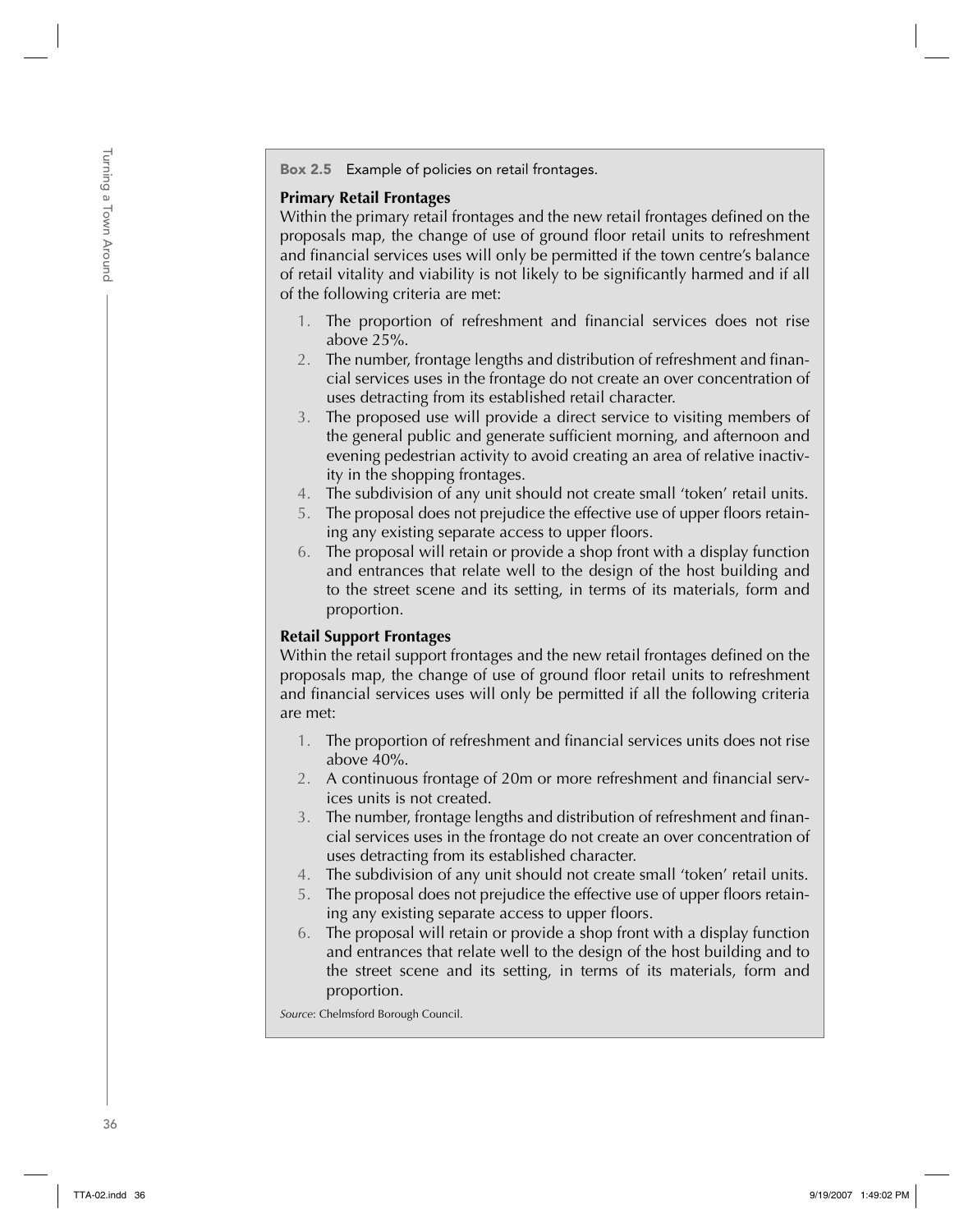**Box 2.5** Example of policies on retail frontages.

**Primary Retail Frontages**

Within the primary retail frontages and the new retail frontages defined on the proposals map, the change of use of ground floor retail units to refreshment and financial services uses will only be permitted if the town centre's balance of retail vitality and viability is not likely to be significantly harmed and if all of the following criteria are met:

1. The proportion of refreshment and financial services does not rise above 25%.
2. The number, frontage lengths and distribution of refreshment and financial services uses in the frontage do not create an over concentration of uses detracting from its established retail character.
3. The proposed use will provide a direct service to visiting members of the general public and generate sufficient morning, and afternoon and evening pedestrian activity to avoid creating an area of relative inactivity in the shopping frontages.
4. The subdivision of any unit should not create small 'token' retail units.
5. The proposal does not prejudice the effective use of upper floors retaining any existing separate access to upper floors.
6. The proposal will retain or provide a shop front with a display function and entrances that relate well to the design of the host building and to the street scene and its setting, in terms of its materials, form and proportion.

**Retail Support Frontages**

Within the retail support frontages and the new retail frontages defined on the proposals map, the change of use of ground floor retail units to refreshment and financial services uses will only be permitted if all the following criteria are met:

1. The proportion of refreshment and financial services units does not rise above 40%.
2. A continuous frontage of 20m or more refreshment and financial services units is not created.
3. The number, frontage lengths and distribution of refreshment and financial services uses in the frontage do not create an over concentration of uses detracting from its established character.
4. The subdivision of any unit should not create small 'token' retail units.
5. The proposal does not prejudice the effective use of upper floors retaining any existing separate access to upper floors.
6. The proposal will retain or provide a shop front with a display function and entrances that relate well to the design of the host building and to the street scene and its setting, in terms of its materials, form and proportion.

*Source*: Chelmsford Borough Council.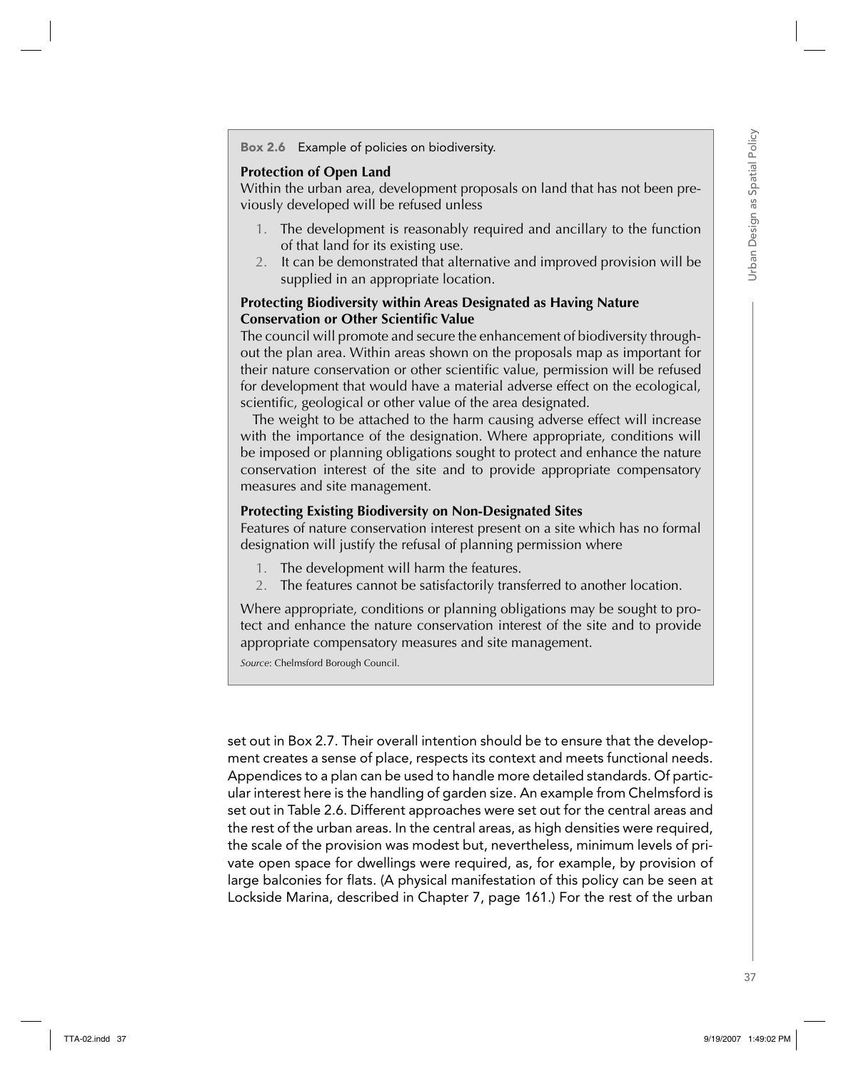**Box 2.6** Example of policies on biodiversity.

**Protection of Open Land**

Within the urban area, development proposals on land that has not been previously developed will be refused unless

1. The development is reasonably required and ancillary to the function of that land for its existing use.
2. It can be demonstrated that alternative and improved provision will be supplied in an appropriate location.

**Protecting Biodiversity within Areas Designated as Having Nature Conservation or Other Scientific Value**

The council will promote and secure the enhancement of biodiversity throughout the plan area. Within areas shown on the proposals map as important for their nature conservation or other scientific value, permission will be refused for development that would have a material adverse effect on the ecological, scientific, geological or other value of the area designated.

The weight to be attached to the harm causing adverse effect will increase with the importance of the designation. Where appropriate, conditions will be imposed or planning obligations sought to protect and enhance the nature conservation interest of the site and to provide appropriate compensatory measures and site management.

**Protecting Existing Biodiversity on Non-Designated Sites**

Features of nature conservation interest present on a site which has no formal designation will justify the refusal of planning permission where

1. The development will harm the features.
2. The features cannot be satisfactorily transferred to another location.

Where appropriate, conditions or planning obligations may be sought to protect and enhance the nature conservation interest of the site and to provide appropriate compensatory measures and site management.

*Source*: Chelmsford Borough Council.

set out in Box 2.7. Their overall intention should be to ensure that the development creates a sense of place, respects its context and meets functional needs. Appendices to a plan can be used to handle more detailed standards. Of particular interest here is the handling of garden size. An example from Chelmsford is set out in Table 2.6. Different approaches were set out for the central areas and the rest of the urban areas. In the central areas, as high densities were required, the scale of the provision was modest but, nevertheless, minimum levels of private open space for dwellings were required, as, for example, by provision of large balconies for flats. (A physical manifestation of this policy can be seen at Lockside Marina, described in Chapter 7, page 161.) For the rest of the urban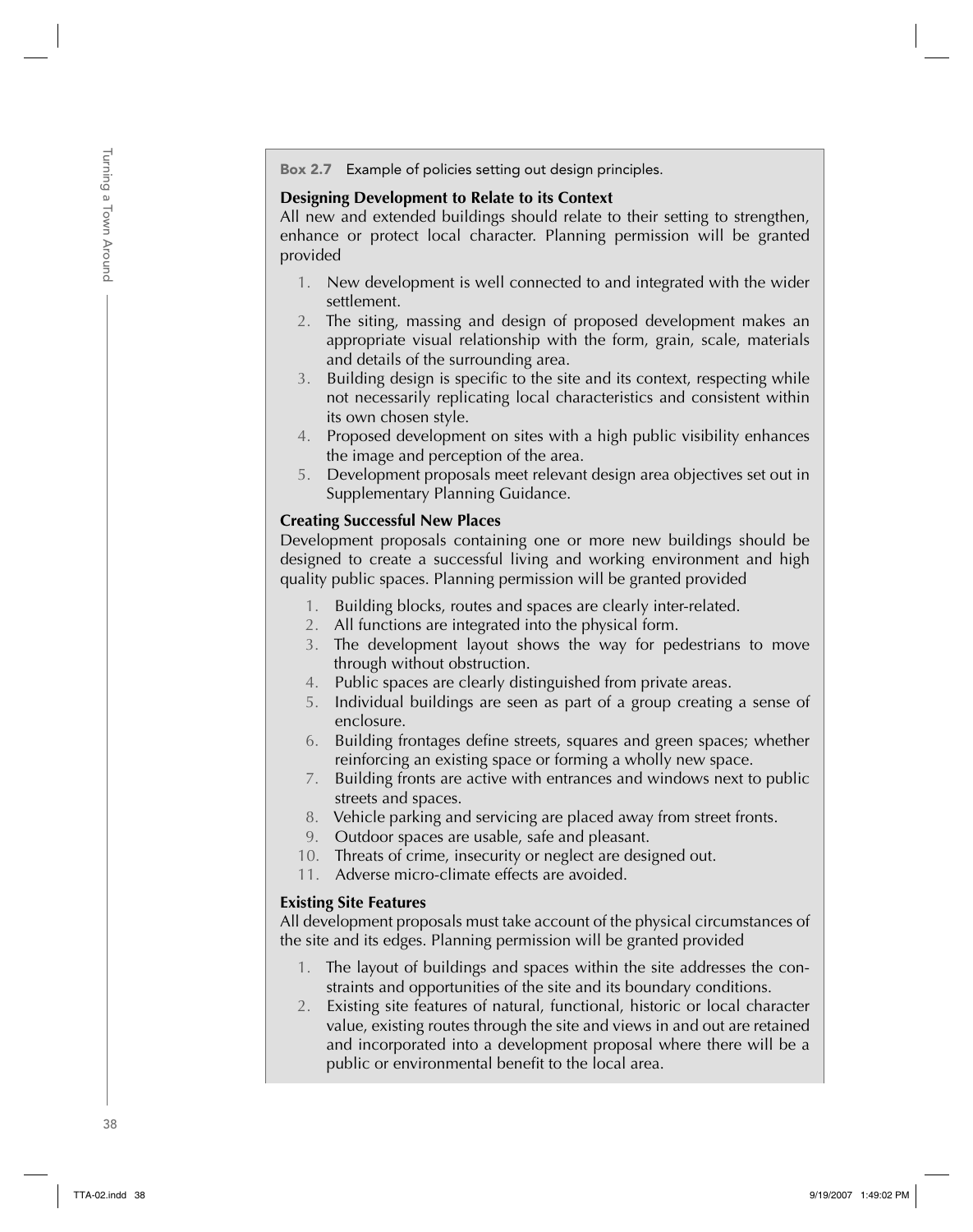**Box 2.7** Example of policies setting out design principles.

**Designing Development to Relate to its Context**

All new and extended buildings should relate to their setting to strengthen, enhance or protect local character. Planning permission will be granted provided

1. New development is well connected to and integrated with the wider settlement.
2. The siting, massing and design of proposed development makes an appropriate visual relationship with the form, grain, scale, materials and details of the surrounding area.
3. Building design is specific to the site and its context, respecting while not necessarily replicating local characteristics and consistent within its own chosen style.
4. Proposed development on sites with a high public visibility enhances the image and perception of the area.
5. Development proposals meet relevant design area objectives set out in Supplementary Planning Guidance.

**Creating Successful New Places**

Development proposals containing one or more new buildings should be designed to create a successful living and working environment and high quality public spaces. Planning permission will be granted provided

1. Building blocks, routes and spaces are clearly inter-related.
2. All functions are integrated into the physical form.
3. The development layout shows the way for pedestrians to move through without obstruction.
4. Public spaces are clearly distinguished from private areas.
5. Individual buildings are seen as part of a group creating a sense of enclosure.
6. Building frontages define streets, squares and green spaces; whether reinforcing an existing space or forming a wholly new space.
7. Building fronts are active with entrances and windows next to public streets and spaces.
8. Vehicle parking and servicing are placed away from street fronts.
9. Outdoor spaces are usable, safe and pleasant.
10. Threats of crime, insecurity or neglect are designed out.
11. Adverse micro-climate effects are avoided.

**Existing Site Features**

All development proposals must take account of the physical circumstances of the site and its edges. Planning permission will be granted provided

1. The layout of buildings and spaces within the site addresses the constraints and opportunities of the site and its boundary conditions.
2. Existing site features of natural, functional, historic or local character value, existing routes through the site and views in and out are retained and incorporated into a development proposal where there will be a public or environmental benefit to the local area.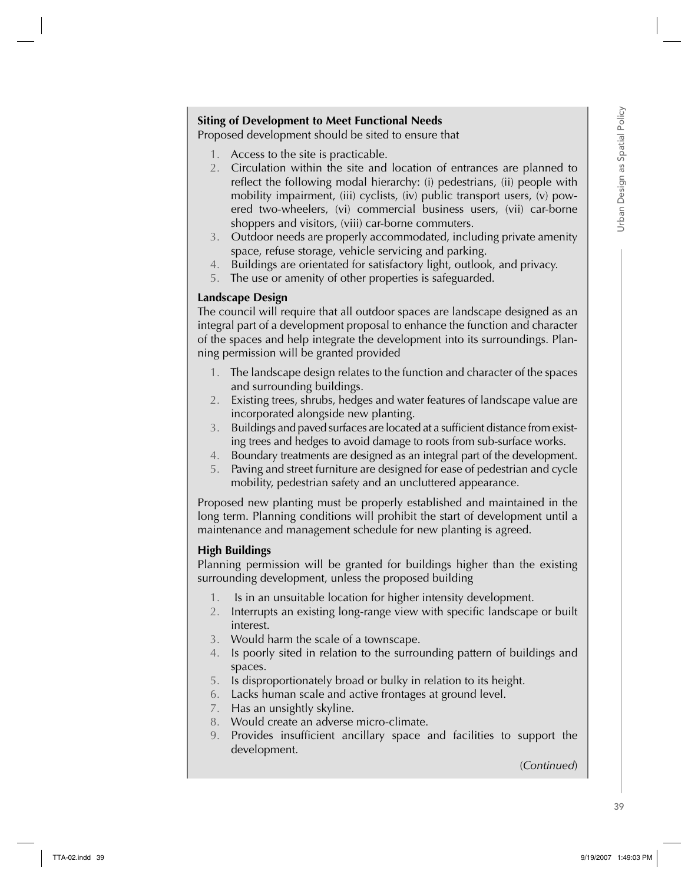**Siting of Development to Meet Functional Needs**

Proposed development should be sited to ensure that

1. Access to the site is practicable.
2. Circulation within the site and location of entrances are planned to reflect the following modal hierarchy: (i) pedestrians, (ii) people with mobility impairment, (iii) cyclists, (iv) public transport users, (v) powered two-wheelers, (vi) commercial business users, (vii) car-borne shoppers and visitors, (viii) car-borne commuters.
3. Outdoor needs are properly accommodated, including private amenity space, refuse storage, vehicle servicing and parking.
4. Buildings are orientated for satisfactory light, outlook, and privacy.
5. The use or amenity of other properties is safeguarded.

**Landscape Design**

The council will require that all outdoor spaces are landscape designed as an integral part of a development proposal to enhance the function and character of the spaces and help integrate the development into its surroundings. Planning permission will be granted provided

1. The landscape design relates to the function and character of the spaces and surrounding buildings.
2. Existing trees, shrubs, hedges and water features of landscape value are incorporated alongside new planting.
3. Buildings and paved surfaces are located at a sufficient distance from existing trees and hedges to avoid damage to roots from sub-surface works.
4. Boundary treatments are designed as an integral part of the development.
5. Paving and street furniture are designed for ease of pedestrian and cycle mobility, pedestrian safety and an uncluttered appearance.

Proposed new planting must be properly established and maintained in the long term. Planning conditions will prohibit the start of development until a maintenance and management schedule for new planting is agreed.

**High Buildings**

Planning permission will be granted for buildings higher than the existing surrounding development, unless the proposed building

1. Is in an unsuitable location for higher intensity development.
2. Interrupts an existing long-range view with specific landscape or built interest.
3. Would harm the scale of a townscape.
4. Is poorly sited in relation to the surrounding pattern of buildings and spaces.
5. Is disproportionately broad or bulky in relation to its height.
6. Lacks human scale and active frontages at ground level.
7. Has an unsightly skyline.
8. Would create an adverse micro-climate.
9. Provides insufficient ancillary space and facilities to support the development.

(*Continued*)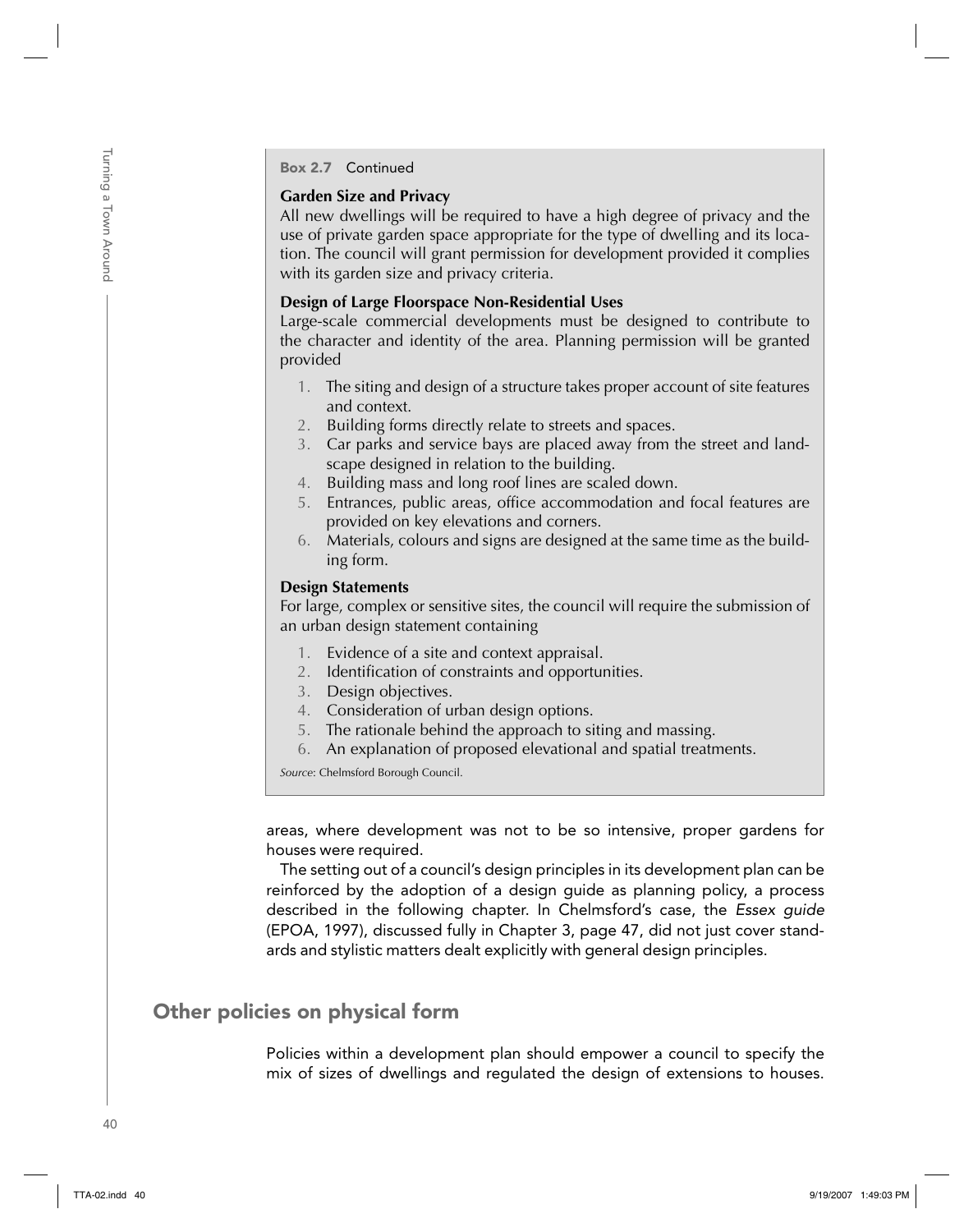**Box 2.7** Continued

**Garden Size and Privacy**

All new dwellings will be required to have a high degree of privacy and the use of private garden space appropriate for the type of dwelling and its location. The council will grant permission for development provided it complies with its garden size and privacy criteria.

**Design of Large Floorspace Non-Residential Uses**

Large-scale commercial developments must be designed to contribute to the character and identity of the area. Planning permission will be granted provided

1. The siting and design of a structure takes proper account of site features and context.
2. Building forms directly relate to streets and spaces.
3. Car parks and service bays are placed away from the street and landscape designed in relation to the building.
4. Building mass and long roof lines are scaled down.
5. Entrances, public areas, office accommodation and focal features are provided on key elevations and corners.
6. Materials, colours and signs are designed at the same time as the building form.

**Design Statements**

For large, complex or sensitive sites, the council will require the submission of an urban design statement containing

1. Evidence of a site and context appraisal.
2. Identification of constraints and opportunities.
3. Design objectives.
4. Consideration of urban design options.
5. The rationale behind the approach to siting and massing.
6. An explanation of proposed elevational and spatial treatments.

*Source*: Chelmsford Borough Council.

areas, where development was not to be so intensive, proper gardens for houses were required.

The setting out of a council's design principles in its development plan can be reinforced by the adoption of a design guide as planning policy, a process described in the following chapter. In Chelmsford's case, the *Essex guide* (EPOA, 1997), discussed fully in Chapter 3, page 47, did not just cover standards and stylistic matters dealt explicitly with general design principles.

## Other policies on physical form

Policies within a development plan should empower a council to specify the mix of sizes of dwellings and regulated the design of extensions to houses.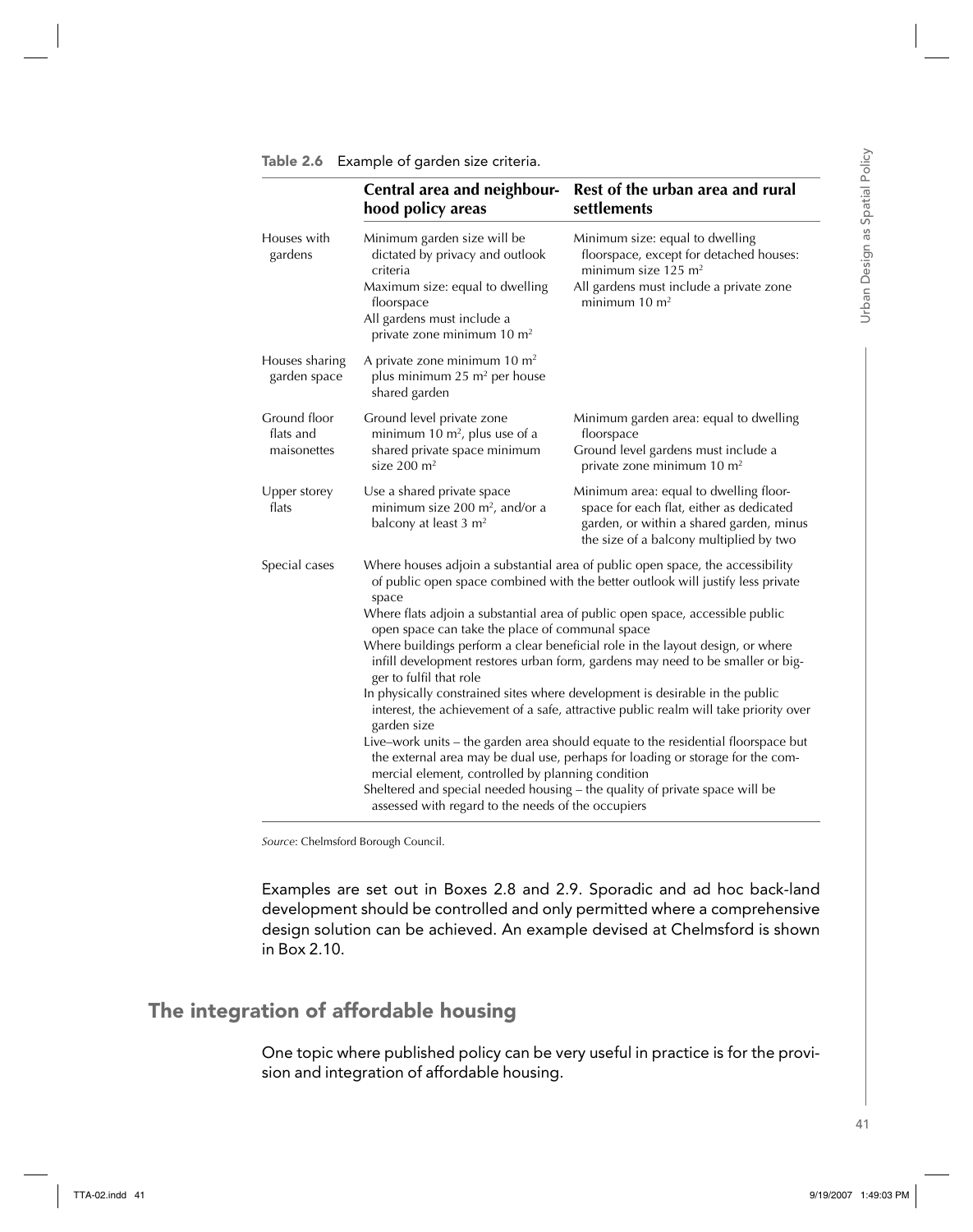**Table 2.6** Example of garden size criteria.

| | Central area and neighbourhood policy areas | Rest of the urban area and rural settlements |
|---|---|---|
| Houses with gardens | Minimum garden size will be dictated by privacy and outlook criteria<br>Maximum size: equal to dwelling floorspace<br>All gardens must include a private zone minimum 10 $m^2$ | Minimum size: equal to dwelling floorspace, except for detached houses: minimum size 125 $m^2$<br>All gardens must include a private zone minimum 10 $m^2$ |
| Houses sharing garden space | A private zone minimum 10 $m^2$ plus minimum 25 $m^2$ per house shared garden | |
| Ground floor flats and maisonettes | Ground level private zone minimum 10 $m^2$, plus use of a shared private space minimum size 200 $m^2$ | Minimum garden area: equal to dwelling floorspace<br>Ground level gardens must include a private zone minimum 10 $m^2$ |
| Upper storey flats | Use a shared private space minimum size 200 $m^2$, and/or a balcony at least 3 $m^2$ | Minimum area: equal to dwelling floorspace for each flat, either as dedicated garden, or within a shared garden, minus the size of a balcony multiplied by two |
| Special cases | Where houses adjoin a substantial area of public open space, the accessibility of public open space combined with the better outlook will justify less private space<br>Where flats adjoin a substantial area of public open space, accessible public open space can take the place of communal space<br>Where buildings perform a clear beneficial role in the layout design, or where infill development restores urban form, gardens may need to be smaller or bigger to fulfil that role<br>In physically constrained sites where development is desirable in the public interest, the achievement of a safe, attractive public realm will take priority over garden size<br>Live–work units – the garden area should equate to the residential floorspace but the external area may be dual use, perhaps for loading or storage for the commercial element, controlled by planning condition<br>Sheltered and special needed housing – the quality of private space will be assessed with regard to the needs of the occupiers | |

*Source*: Chelmsford Borough Council.

Examples are set out in Boxes 2.8 and 2.9. Sporadic and ad hoc back-land development should be controlled and only permitted where a comprehensive design solution can be achieved. An example devised at Chelmsford is shown in Box 2.10.

## The integration of affordable housing

One topic where published policy can be very useful in practice is for the provision and integration of affordable housing.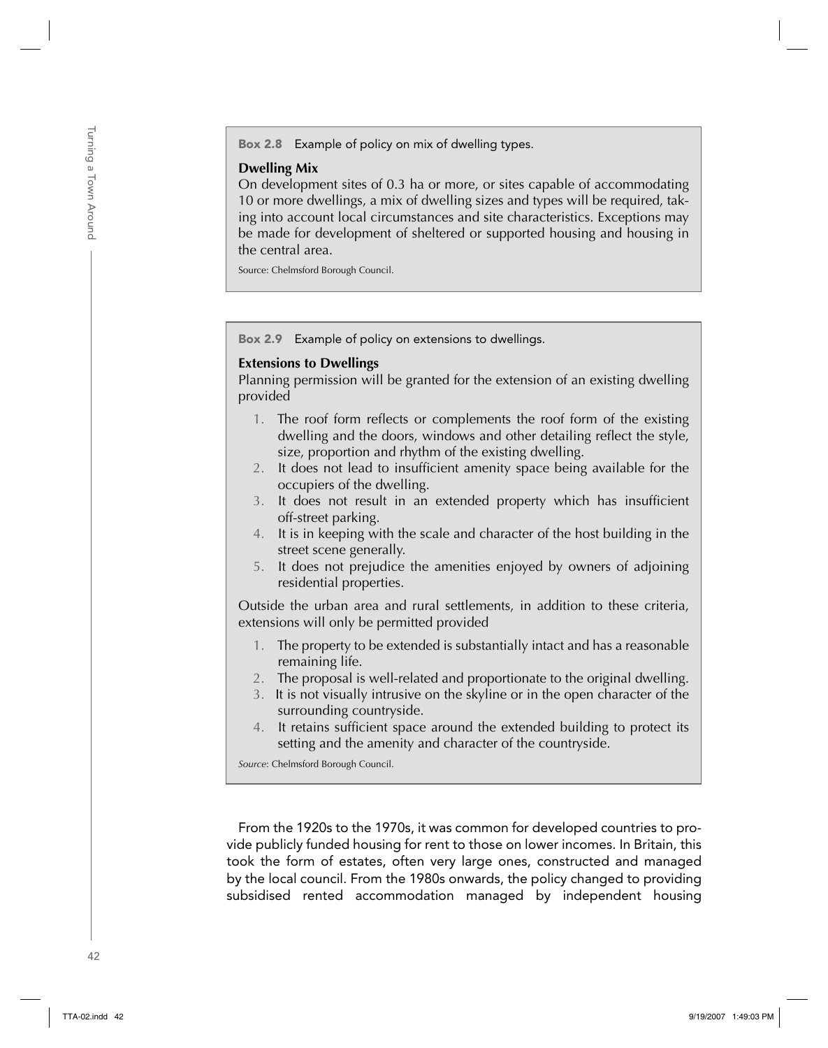**Box 2.8** Example of policy on mix of dwelling types.

**Dwelling Mix**

On development sites of 0.3 ha or more, or sites capable of accommodating 10 or more dwellings, a mix of dwelling sizes and types will be required, taking into account local circumstances and site characteristics. Exceptions may be made for development of sheltered or supported housing and housing in the central area.

Source: Chelmsford Borough Council.

**Box 2.9** Example of policy on extensions to dwellings.

**Extensions to Dwellings**

Planning permission will be granted for the extension of an existing dwelling provided

1. The roof form reflects or complements the roof form of the existing dwelling and the doors, windows and other detailing reflect the style, size, proportion and rhythm of the existing dwelling.
2. It does not lead to insufficient amenity space being available for the occupiers of the dwelling.
3. It does not result in an extended property which has insufficient off-street parking.
4. It is in keeping with the scale and character of the host building in the street scene generally.
5. It does not prejudice the amenities enjoyed by owners of adjoining residential properties.

Outside the urban area and rural settlements, in addition to these criteria, extensions will only be permitted provided

1. The property to be extended is substantially intact and has a reasonable remaining life.
2. The proposal is well-related and proportionate to the original dwelling.
3. It is not visually intrusive on the skyline or in the open character of the surrounding countryside.
4. It retains sufficient space around the extended building to protect its setting and the amenity and character of the countryside.

*Source*: Chelmsford Borough Council.

From the 1920s to the 1970s, it was common for developed countries to provide publicly funded housing for rent to those on lower incomes. In Britain, this took the form of estates, often very large ones, constructed and managed by the local council. From the 1980s onwards, the policy changed to providing subsidised rented accommodation managed by independent housing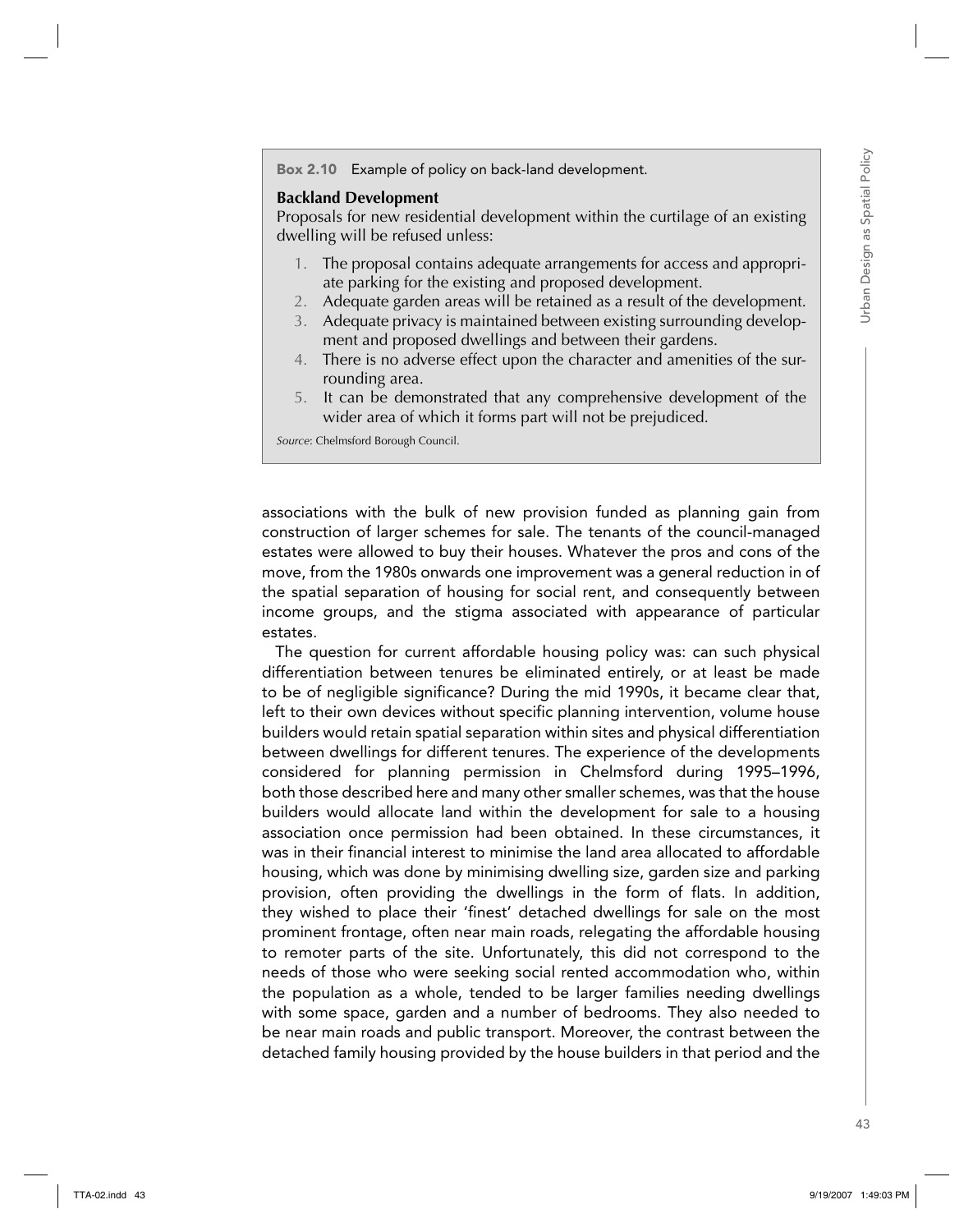**Box 2.10** Example of policy on back-land development.

**Backland Development**

Proposals for new residential development within the curtilage of an existing dwelling will be refused unless:

1. The proposal contains adequate arrangements for access and appropriate parking for the existing and proposed development.
2. Adequate garden areas will be retained as a result of the development.
3. Adequate privacy is maintained between existing surrounding development and proposed dwellings and between their gardens.
4. There is no adverse effect upon the character and amenities of the surrounding area.
5. It can be demonstrated that any comprehensive development of the wider area of which it forms part will not be prejudiced.

*Source*: Chelmsford Borough Council.

associations with the bulk of new provision funded as planning gain from construction of larger schemes for sale. The tenants of the council-managed estates were allowed to buy their houses. Whatever the pros and cons of the move, from the 1980s onwards one improvement was a general reduction in of the spatial separation of housing for social rent, and consequently between income groups, and the stigma associated with appearance of particular estates.

The question for current affordable housing policy was: can such physical differentiation between tenures be eliminated entirely, or at least be made to be of negligible significance? During the mid 1990s, it became clear that, left to their own devices without specific planning intervention, volume house builders would retain spatial separation within sites and physical differentiation between dwellings for different tenures. The experience of the developments considered for planning permission in Chelmsford during 1995–1996, both those described here and many other smaller schemes, was that the house builders would allocate land within the development for sale to a housing association once permission had been obtained. In these circumstances, it was in their financial interest to minimise the land area allocated to affordable housing, which was done by minimising dwelling size, garden size and parking provision, often providing the dwellings in the form of flats. In addition, they wished to place their 'finest' detached dwellings for sale on the most prominent frontage, often near main roads, relegating the affordable housing to remoter parts of the site. Unfortunately, this did not correspond to the needs of those who were seeking social rented accommodation who, within the population as a whole, tended to be larger families needing dwellings with some space, garden and a number of bedrooms. They also needed to be near main roads and public transport. Moreover, the contrast between the detached family housing provided by the house builders in that period and the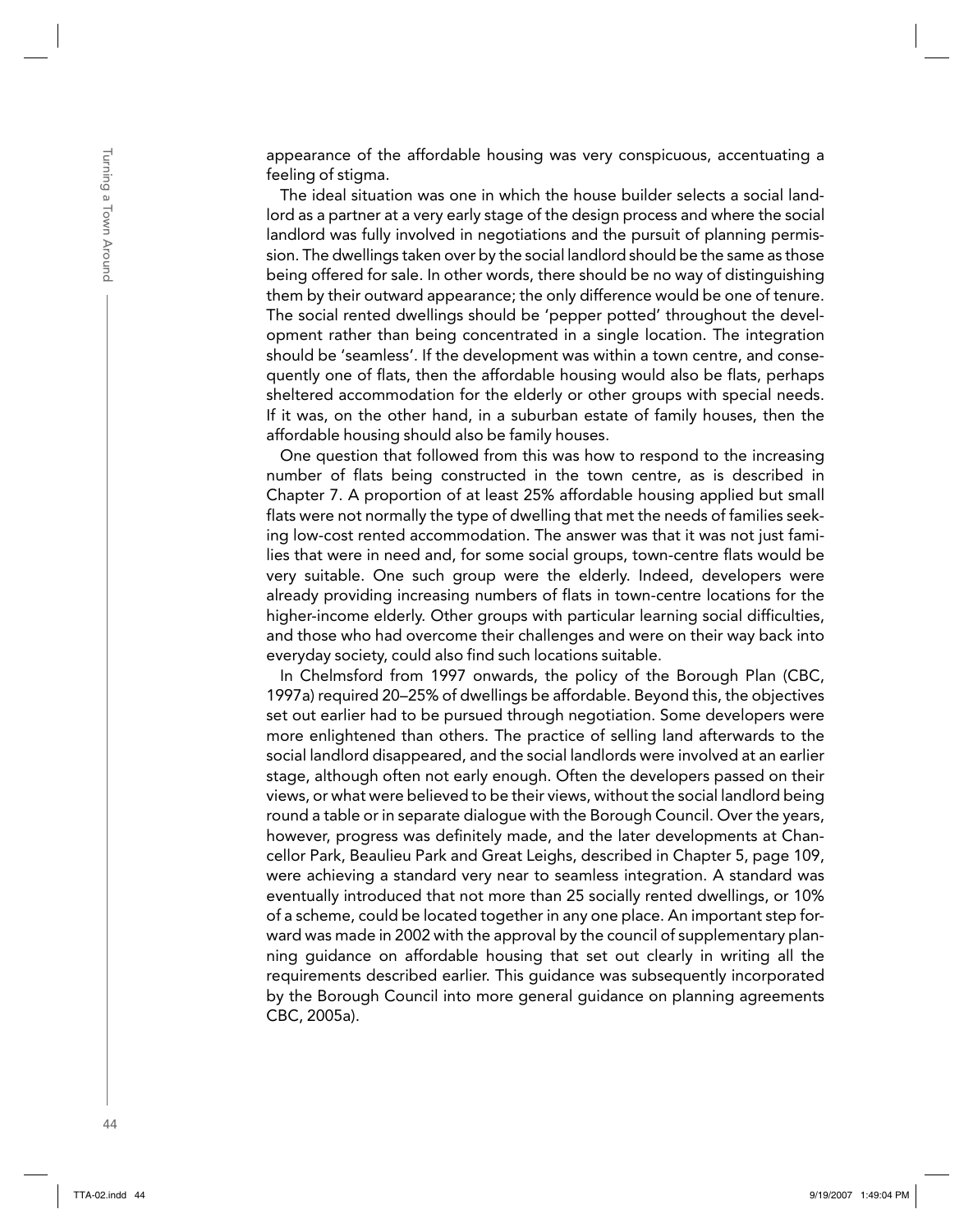appearance of the affordable housing was very conspicuous, accentuating a feeling of stigma.

The ideal situation was one in which the house builder selects a social landlord as a partner at a very early stage of the design process and where the social landlord was fully involved in negotiations and the pursuit of planning permission. The dwellings taken over by the social landlord should be the same as those being offered for sale. In other words, there should be no way of distinguishing them by their outward appearance; the only difference would be one of tenure. The social rented dwellings should be 'pepper potted' throughout the development rather than being concentrated in a single location. The integration should be 'seamless'. If the development was within a town centre, and consequently one of flats, then the affordable housing would also be flats, perhaps sheltered accommodation for the elderly or other groups with special needs. If it was, on the other hand, in a suburban estate of family houses, then the affordable housing should also be family houses.

One question that followed from this was how to respond to the increasing number of flats being constructed in the town centre, as is described in Chapter 7. A proportion of at least 25% affordable housing applied but small flats were not normally the type of dwelling that met the needs of families seeking low-cost rented accommodation. The answer was that it was not just families that were in need and, for some social groups, town-centre flats would be very suitable. One such group were the elderly. Indeed, developers were already providing increasing numbers of flats in town-centre locations for the higher-income elderly. Other groups with particular learning social difficulties, and those who had overcome their challenges and were on their way back into everyday society, could also find such locations suitable.

In Chelmsford from 1997 onwards, the policy of the Borough Plan (CBC, 1997a) required 20–25% of dwellings be affordable. Beyond this, the objectives set out earlier had to be pursued through negotiation. Some developers were more enlightened than others. The practice of selling land afterwards to the social landlord disappeared, and the social landlords were involved at an earlier stage, although often not early enough. Often the developers passed on their views, or what were believed to be their views, without the social landlord being round a table or in separate dialogue with the Borough Council. Over the years, however, progress was definitely made, and the later developments at Chancellor Park, Beaulieu Park and Great Leighs, described in Chapter 5, page 109, were achieving a standard very near to seamless integration. A standard was eventually introduced that not more than 25 socially rented dwellings, or 10% of a scheme, could be located together in any one place. An important step forward was made in 2002 with the approval by the council of supplementary planning guidance on affordable housing that set out clearly in writing all the requirements described earlier. This guidance was subsequently incorporated by the Borough Council into more general guidance on planning agreements CBC, 2005a).